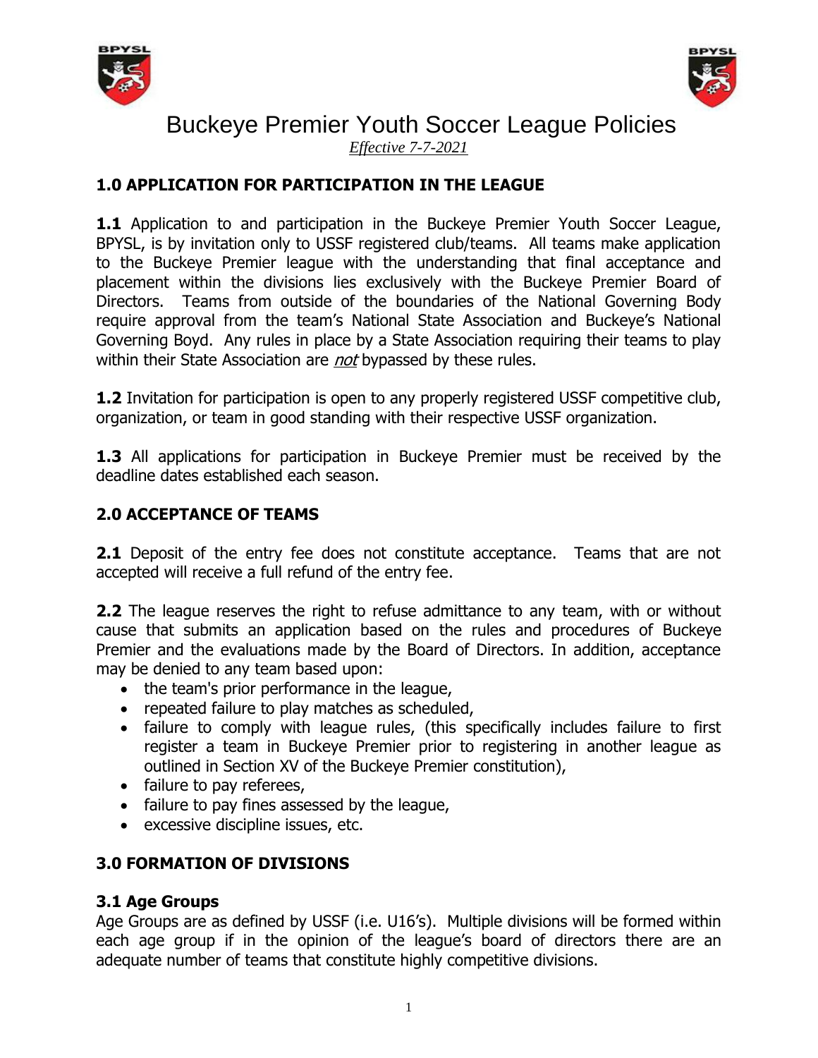# Buckeye Premier Youth Soccer League Policies

*Effective 7-7-2021*

## 1.0 APPLICATION FOR PARTICIPATION IN THE LEAGUE

**1.1** Application to and participation in the Buckeye Premier Youth Soccer League, BPYSL, is by invitation only to USSF registered club/teams. All teams make application to the Buckeye Premier league with the understanding that final acceptance and placement within the divisions lies exclusively with the Buckeye Premier Board of Directors. Teams from outside of the boundaries of the National Governing Body require approval from the team's National State Association and Buckeye's National Governing Boyd. Any rules in place by a State Association requiring their teams to play within their State Association are *not* bypassed by these rules.

**1.2** Invitation for participation is open to any properly registered USSF competitive club, organization, or team in good standing with their respective USSF organization.

**1.3** All applications for participation in Buckeye Premier must be received by the deadline dates established each season.

## 2.0 ACCEPTANCE OF TEAMS

**2.1** Deposit of the entry fee does not constitute acceptance. Teams that are not accepted will receive a full refund of the entry fee.

**2.2** The league reserves the right to refuse admittance to any team, with or without cause that submits an application based on the rules and procedures of Buckeye Premier and the evaluations made by the Board of Directors. In addition, acceptance may be denied to any team based upon:

- the team's prior performance in the league,
- repeated failure to play matches as scheduled,
- failure to comply with league rules, (this specifically includes failure to first register a team in Buckeye Premier prior to registering in another league as outlined in Section XV of the Buckeye Premier constitution),
- failure to pay referees,
- failure to pay fines assessed by the league,
- excessive discipline issues, etc.

## 3.0 FORMATION OF DIVISIONS

### 3.1 Age Groups

Age Groups are as defined by USSF (i.e. U16's). Multiple divisions will be formed within each age group if in the opinion of the league's board of directors there are an adequate number of teams that constitute highly competitive divisions.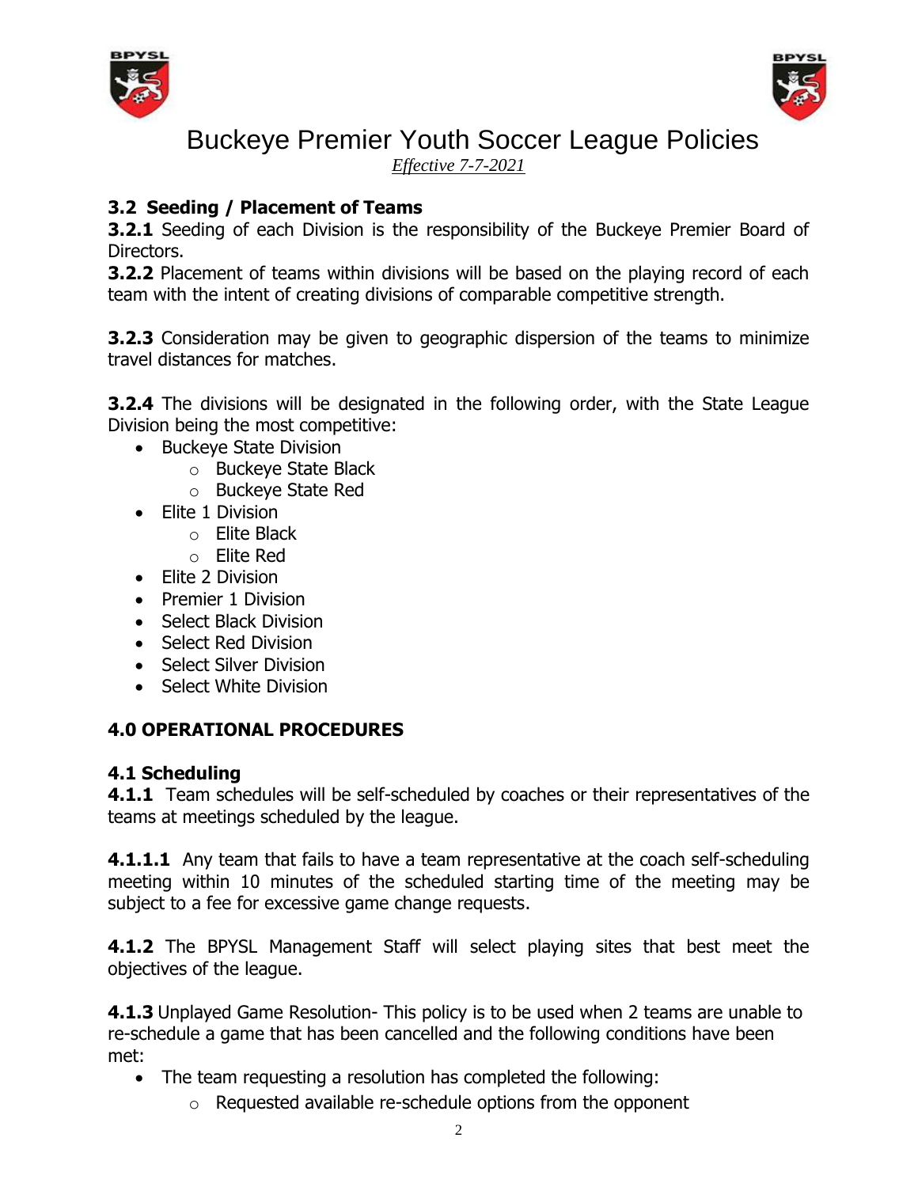### 3.2 Seeding / Placement of Teams

**3.2.1** Seeding of each Division is the responsibility of the Buckeye Premier Board of Directors.

**3.2.2** Placement of teams within divisions will be based on the playing record of each team with the intent of creating divisions of comparable competitive strength.

**3.2.3** Consideration may be given to geographic dispersion of the teams to minimize travel distances for matches.

**3.2.4** The divisions will be designated in the following order, with the State League Division being the most competitive:

- Buckeye State Division
  - Buckeye State Black
  - Buckeye State Red
- Elite 1 Division
  - Elite Black
  - Elite Red
- Elite 2 Division
- Premier 1 Division
- Select Black Division
- Select Red Division
- Select Silver Division
- Select White Division

## 4.0 OPERATIONAL PROCEDURES

### 4.1 Scheduling

**4.1.1** Team schedules will be self-scheduled by coaches or their representatives of the teams at meetings scheduled by the league.

**4.1.1.1** Any team that fails to have a team representative at the coach self-scheduling meeting within 10 minutes of the scheduled starting time of the meeting may be subject to a fee for excessive game change requests.

**4.1.2** The BPYSL Management Staff will select playing sites that best meet the objectives of the league.

**4.1.3** Unplayed Game Resolution- This policy is to be used when 2 teams are unable to re-schedule a game that has been cancelled and the following conditions have been met:

- The team requesting a resolution has completed the following:
  - Requested available re-schedule options from the opponent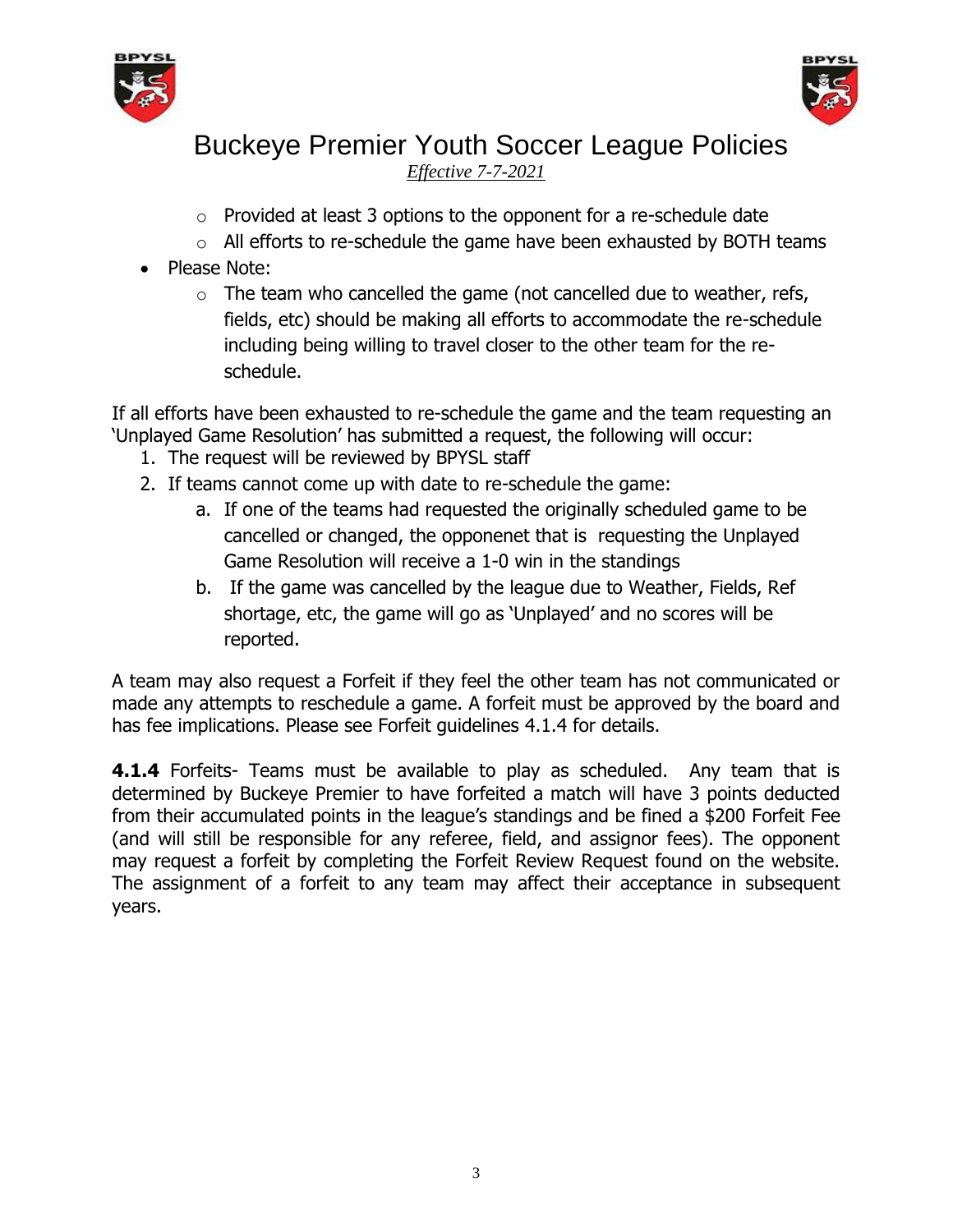- Provided at least 3 options to the opponent for a re-schedule date
- All efforts to re-schedule the game have been exhausted by BOTH teams

- Please Note:
  - The team who cancelled the game (not cancelled due to weather, refs, fields, etc) should be making all efforts to accommodate the re-schedule including being willing to travel closer to the other team for the re-schedule.

If all efforts have been exhausted to re-schedule the game and the team requesting an 'Unplayed Game Resolution' has submitted a request, the following will occur:

1. The request will be reviewed by BPYSL staff
2. If teams cannot come up with date to re-schedule the game:
   a. If one of the teams had requested the originally scheduled game to be cancelled or changed, the opponenet that is requesting the Unplayed Game Resolution will receive a 1-0 win in the standings
   b. If the game was cancelled by the league due to Weather, Fields, Ref shortage, etc, the game will go as 'Unplayed' and no scores will be reported.

A team may also request a Forfeit if they feel the other team has not communicated or made any attempts to reschedule a game. A forfeit must be approved by the board and has fee implications. Please see Forfeit guidelines 4.1.4 for details.

**4.1.4** Forfeits- Teams must be available to play as scheduled. Any team that is determined by Buckeye Premier to have forfeited a match will have 3 points deducted from their accumulated points in the league's standings and be fined a $200 Forfeit Fee (and will still be responsible for any referee, field, and assignor fees). The opponent may request a forfeit by completing the Forfeit Review Request found on the website. The assignment of a forfeit to any team may affect their acceptance in subsequent years.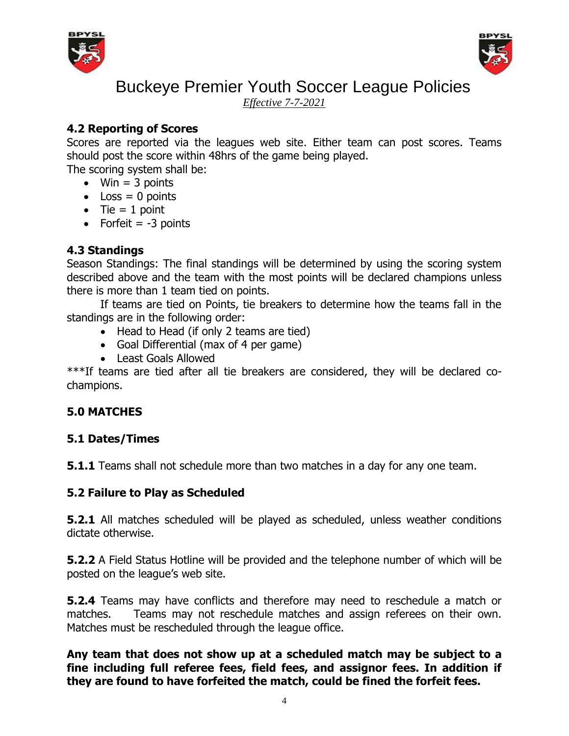### 4.2 Reporting of Scores

Scores are reported via the leagues web site. Either team can post scores. Teams should post the score within 48hrs of the game being played.

The scoring system shall be:

- Win = 3 points
- Loss = 0 points
- Tie = 1 point
- Forfeit = -3 points

### 4.3 Standings

Season Standings: The final standings will be determined by using the scoring system described above and the team with the most points will be declared champions unless there is more than 1 team tied on points.

If teams are tied on Points, tie breakers to determine how the teams fall in the standings are in the following order:

- Head to Head (if only 2 teams are tied)
- Goal Differential (max of 4 per game)
- Least Goals Allowed

***If teams are tied after all tie breakers are considered, they will be declared co-champions.

## 5.0 MATCHES

### 5.1 Dates/Times

**5.1.1** Teams shall not schedule more than two matches in a day for any one team.

### 5.2 Failure to Play as Scheduled

**5.2.1** All matches scheduled will be played as scheduled, unless weather conditions dictate otherwise.

**5.2.2** A Field Status Hotline will be provided and the telephone number of which will be posted on the league's web site.

**5.2.4** Teams may have conflicts and therefore may need to reschedule a match or matches. Teams may not reschedule matches and assign referees on their own. Matches must be rescheduled through the league office.

**Any team that does not show up at a scheduled match may be subject to a fine including full referee fees, field fees, and assignor fees. In addition if they are found to have forfeited the match, could be fined the forfeit fees.**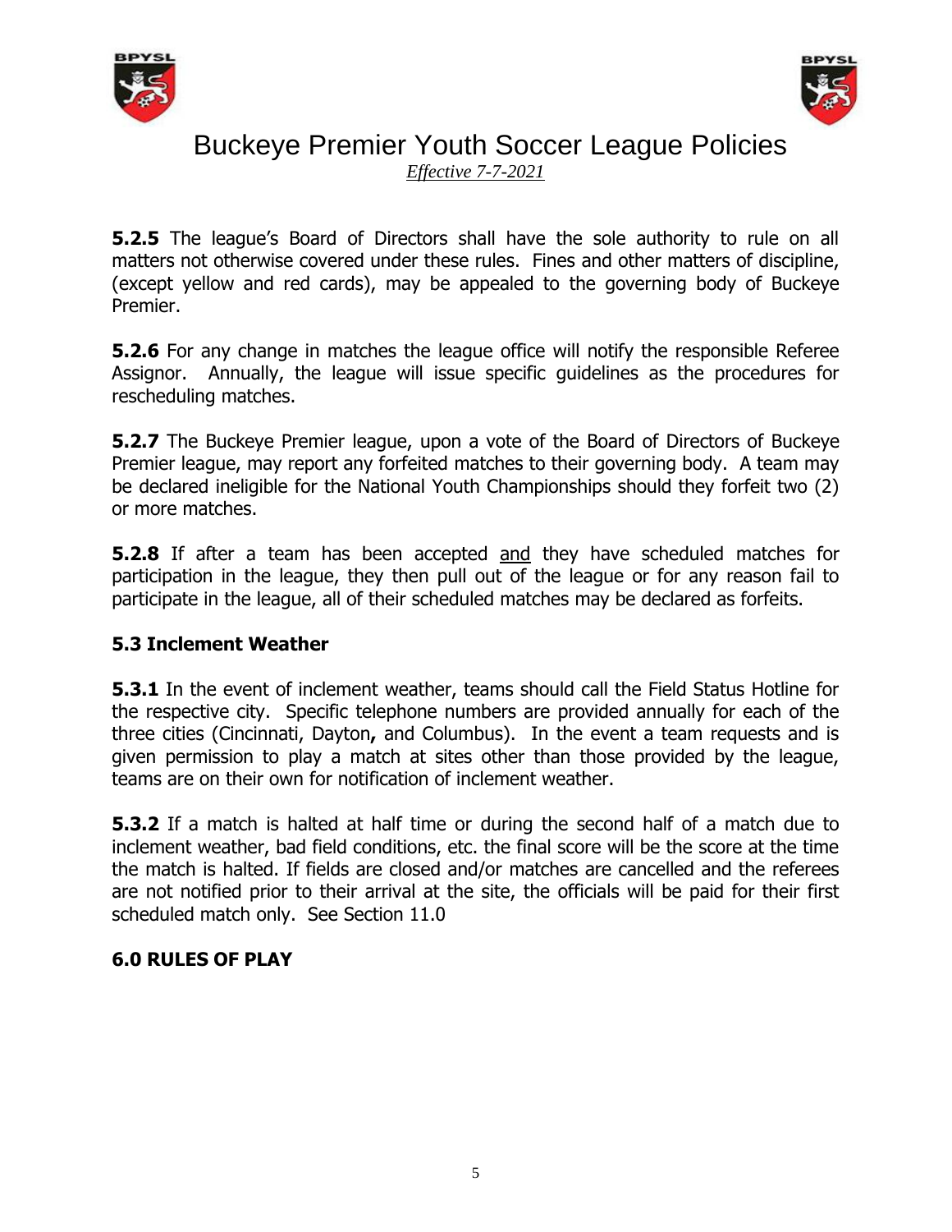**5.2.5** The league's Board of Directors shall have the sole authority to rule on all matters not otherwise covered under these rules. Fines and other matters of discipline, (except yellow and red cards), may be appealed to the governing body of Buckeye Premier.

**5.2.6** For any change in matches the league office will notify the responsible Referee Assignor. Annually, the league will issue specific guidelines as the procedures for rescheduling matches.

**5.2.7** The Buckeye Premier league, upon a vote of the Board of Directors of Buckeye Premier league, may report any forfeited matches to their governing body. A team may be declared ineligible for the National Youth Championships should they forfeit two (2) or more matches.

**5.2.8** If after a team has been accepted and they have scheduled matches for participation in the league, they then pull out of the league or for any reason fail to participate in the league, all of their scheduled matches may be declared as forfeits.

### 5.3 Inclement Weather

**5.3.1** In the event of inclement weather, teams should call the Field Status Hotline for the respective city. Specific telephone numbers are provided annually for each of the three cities (Cincinnati, Dayton, and Columbus). In the event a team requests and is given permission to play a match at sites other than those provided by the league, teams are on their own for notification of inclement weather.

**5.3.2** If a match is halted at half time or during the second half of a match due to inclement weather, bad field conditions, etc. the final score will be the score at the time the match is halted. If fields are closed and/or matches are cancelled and the referees are not notified prior to their arrival at the site, the officials will be paid for their first scheduled match only. See Section 11.0

## 6.0 RULES OF PLAY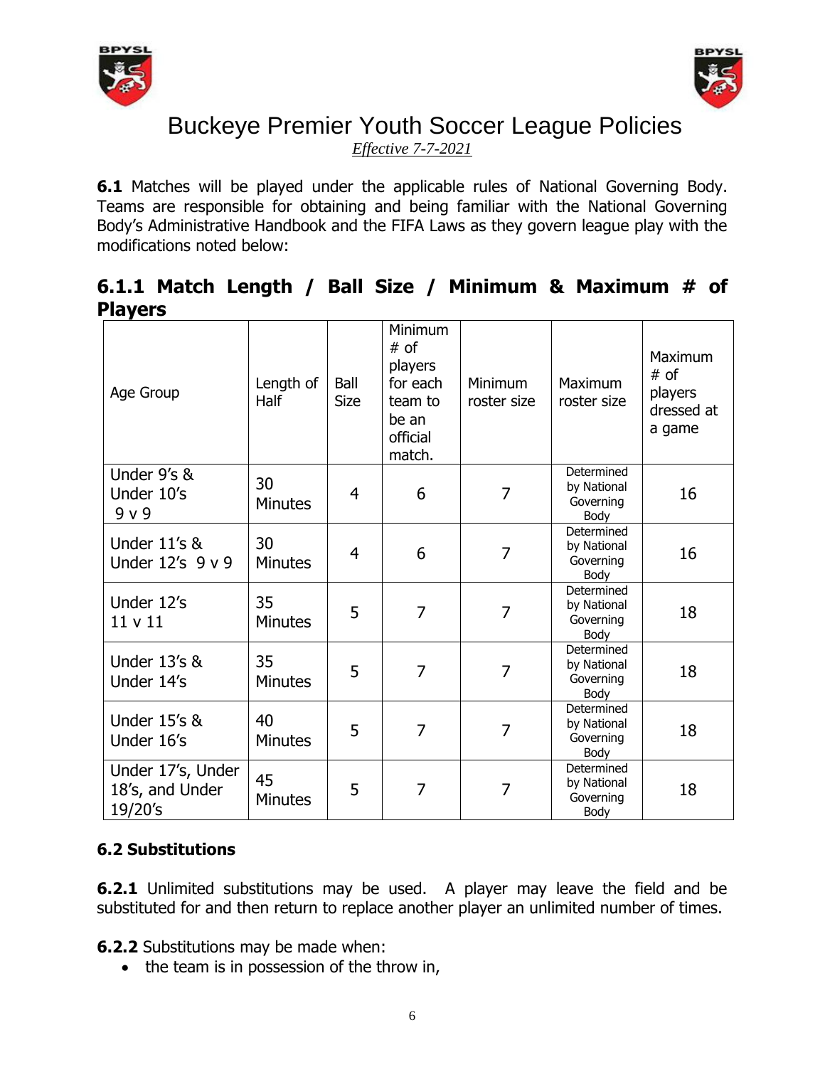# Buckeye Premier Youth Soccer League Policies

*Effective 7-7-2021*

**6.1** Matches will be played under the applicable rules of National Governing Body. Teams are responsible for obtaining and being familiar with the National Governing Body's Administrative Handbook and the FIFA Laws as they govern league play with the modifications noted below:

## 6.1.1 Match Length / Ball Size / Minimum & Maximum # of Players

| Age Group | Length of Half | Ball Size | Minimum # of players for each team to be an official match. | Minimum roster size | Maximum roster size | Maximum # of players dressed at a game |
|---|---|---|---|---|---|---|
| Under 9's & Under 10's 9 v 9 | 30 Minutes | 4 | 6 | 7 | Determined by National Governing Body | 16 |
| Under 11's & Under 12's 9 v 9 | 30 Minutes | 4 | 6 | 7 | Determined by National Governing Body | 16 |
| Under 12's 11 v 11 | 35 Minutes | 5 | 7 | 7 | Determined by National Governing Body | 18 |
| Under 13's & Under 14's | 35 Minutes | 5 | 7 | 7 | Determined by National Governing Body | 18 |
| Under 15's & Under 16's | 40 Minutes | 5 | 7 | 7 | Determined by National Governing Body | 18 |
| Under 17's, Under 18's, and Under 19/20's | 45 Minutes | 5 | 7 | 7 | Determined by National Governing Body | 18 |

### 6.2 Substitutions

**6.2.1** Unlimited substitutions may be used. A player may leave the field and be substituted for and then return to replace another player an unlimited number of times.

**6.2.2** Substitutions may be made when:

- the team is in possession of the throw in,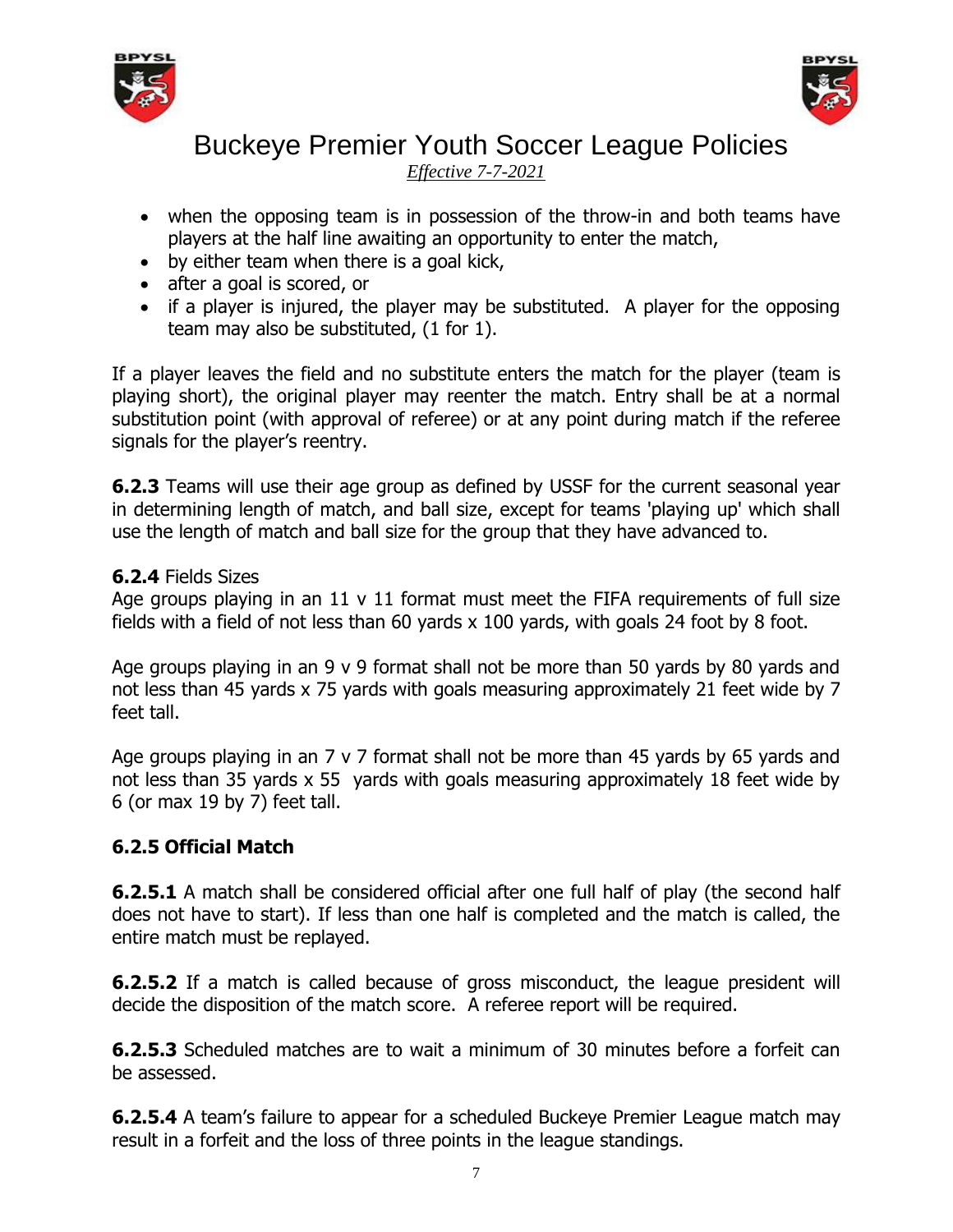- when the opposing team is in possession of the throw-in and both teams have players at the half line awaiting an opportunity to enter the match,
- by either team when there is a goal kick,
- after a goal is scored, or
- if a player is injured, the player may be substituted. A player for the opposing team may also be substituted, (1 for 1).

If a player leaves the field and no substitute enters the match for the player (team is playing short), the original player may reenter the match. Entry shall be at a normal substitution point (with approval of referee) or at any point during match if the referee signals for the player's reentry.

**6.2.3** Teams will use their age group as defined by USSF for the current seasonal year in determining length of match, and ball size, except for teams 'playing up' which shall use the length of match and ball size for the group that they have advanced to.

**6.2.4** Fields Sizes
Age groups playing in an 11 v 11 format must meet the FIFA requirements of full size fields with a field of not less than 60 yards x 100 yards, with goals 24 foot by 8 foot.

Age groups playing in an 9 v 9 format shall not be more than 50 yards by 80 yards and not less than 45 yards x 75 yards with goals measuring approximately 21 feet wide by 7 feet tall.

Age groups playing in an 7 v 7 format shall not be more than 45 yards by 65 yards and not less than 35 yards x 55 yards with goals measuring approximately 18 feet wide by 6 (or max 19 by 7) feet tall.

**6.2.5 Official Match**

**6.2.5.1** A match shall be considered official after one full half of play (the second half does not have to start). If less than one half is completed and the match is called, the entire match must be replayed.

**6.2.5.2** If a match is called because of gross misconduct, the league president will decide the disposition of the match score. A referee report will be required.

**6.2.5.3** Scheduled matches are to wait a minimum of 30 minutes before a forfeit can be assessed.

**6.2.5.4** A team's failure to appear for a scheduled Buckeye Premier League match may result in a forfeit and the loss of three points in the league standings.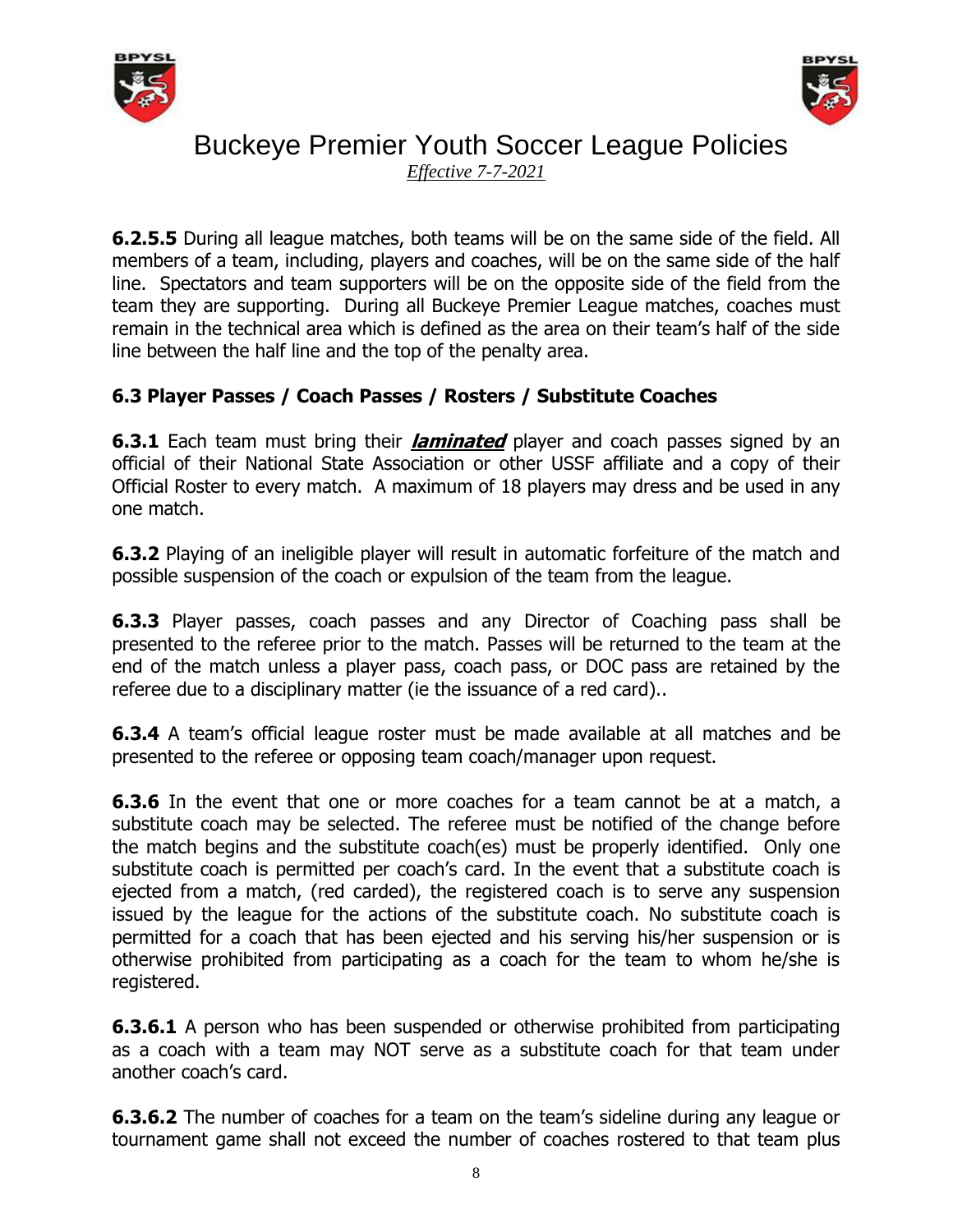**6.2.5.5** During all league matches, both teams will be on the same side of the field. All members of a team, including, players and coaches, will be on the same side of the half line. Spectators and team supporters will be on the opposite side of the field from the team they are supporting. During all Buckeye Premier League matches, coaches must remain in the technical area which is defined as the area on their team's half of the side line between the half line and the top of the penalty area.

### 6.3 Player Passes / Coach Passes / Rosters / Substitute Coaches

**6.3.1** Each team must bring their ***laminated*** player and coach passes signed by an official of their National State Association or other USSF affiliate and a copy of their Official Roster to every match. A maximum of 18 players may dress and be used in any one match.

**6.3.2** Playing of an ineligible player will result in automatic forfeiture of the match and possible suspension of the coach or expulsion of the team from the league.

**6.3.3** Player passes, coach passes and any Director of Coaching pass shall be presented to the referee prior to the match. Passes will be returned to the team at the end of the match unless a player pass, coach pass, or DOC pass are retained by the referee due to a disciplinary matter (ie the issuance of a red card)..

**6.3.4** A team's official league roster must be made available at all matches and be presented to the referee or opposing team coach/manager upon request.

**6.3.6** In the event that one or more coaches for a team cannot be at a match, a substitute coach may be selected. The referee must be notified of the change before the match begins and the substitute coach(es) must be properly identified. Only one substitute coach is permitted per coach's card. In the event that a substitute coach is ejected from a match, (red carded), the registered coach is to serve any suspension issued by the league for the actions of the substitute coach. No substitute coach is permitted for a coach that has been ejected and his serving his/her suspension or is otherwise prohibited from participating as a coach for the team to whom he/she is registered.

**6.3.6.1** A person who has been suspended or otherwise prohibited from participating as a coach with a team may NOT serve as a substitute coach for that team under another coach's card.

**6.3.6.2** The number of coaches for a team on the team's sideline during any league or tournament game shall not exceed the number of coaches rostered to that team plus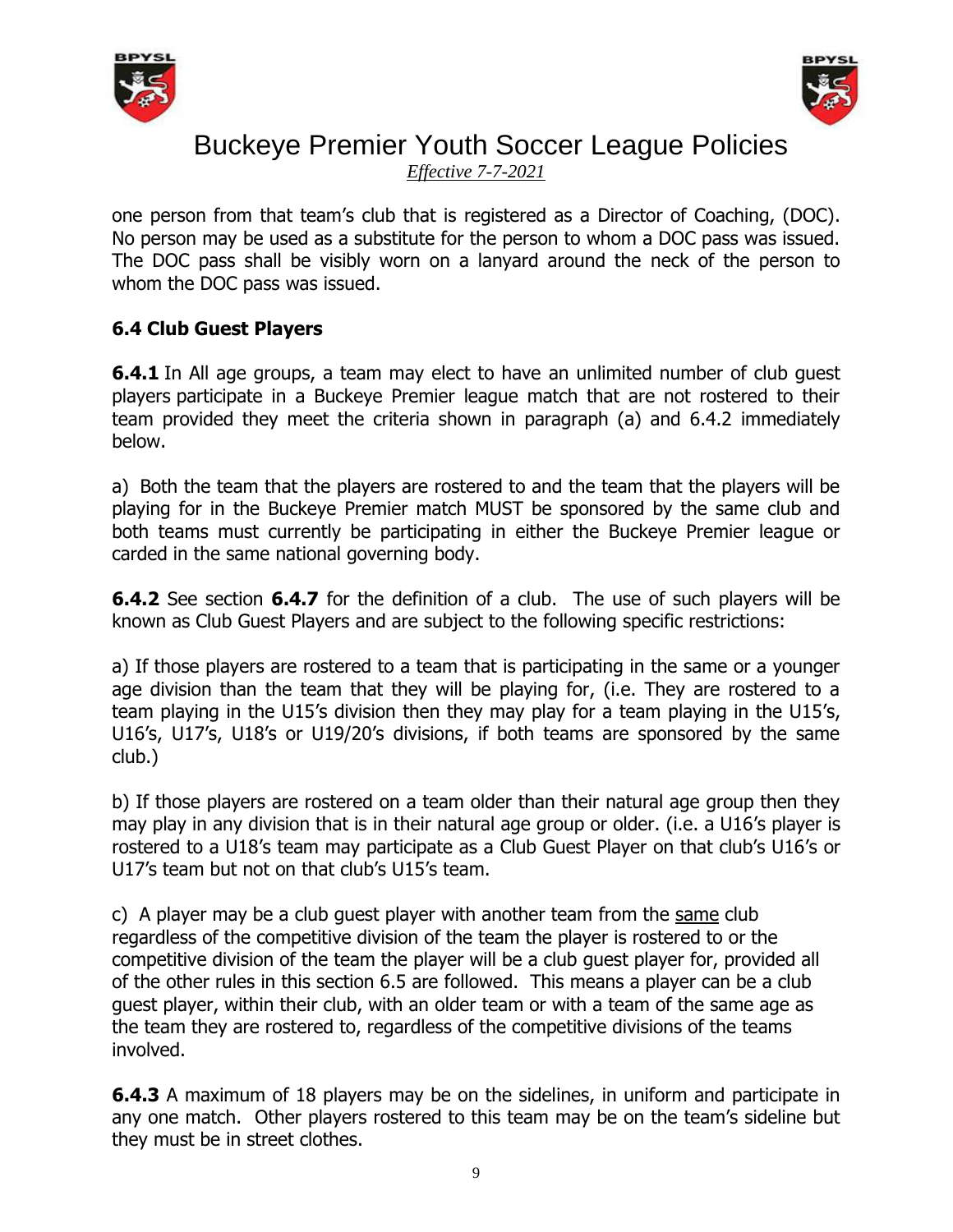one person from that team's club that is registered as a Director of Coaching, (DOC). No person may be used as a substitute for the person to whom a DOC pass was issued. The DOC pass shall be visibly worn on a lanyard around the neck of the person to whom the DOC pass was issued.

### 6.4 Club Guest Players

**6.4.1** In All age groups, a team may elect to have an unlimited number of club guest players participate in a Buckeye Premier league match that are not rostered to their team provided they meet the criteria shown in paragraph (a) and 6.4.2 immediately below.

a) Both the team that the players are rostered to and the team that the players will be playing for in the Buckeye Premier match MUST be sponsored by the same club and both teams must currently be participating in either the Buckeye Premier league or carded in the same national governing body.

**6.4.2** See section **6.4.7** for the definition of a club. The use of such players will be known as Club Guest Players and are subject to the following specific restrictions:

a) If those players are rostered to a team that is participating in the same or a younger age division than the team that they will be playing for, (i.e. They are rostered to a team playing in the U15's division then they may play for a team playing in the U15's, U16's, U17's, U18's or U19/20's divisions, if both teams are sponsored by the same club.)

b) If those players are rostered on a team older than their natural age group then they may play in any division that is in their natural age group or older. (i.e. a U16's player is rostered to a U18's team may participate as a Club Guest Player on that club's U16's or U17's team but not on that club's U15's team.

c) A player may be a club guest player with another team from the <u>same</u> club regardless of the competitive division of the team the player is rostered to or the competitive division of the team the player will be a club guest player for, provided all of the other rules in this section 6.5 are followed. This means a player can be a club guest player, within their club, with an older team or with a team of the same age as the team they are rostered to, regardless of the competitive divisions of the teams involved.

**6.4.3** A maximum of 18 players may be on the sidelines, in uniform and participate in any one match. Other players rostered to this team may be on the team's sideline but they must be in street clothes.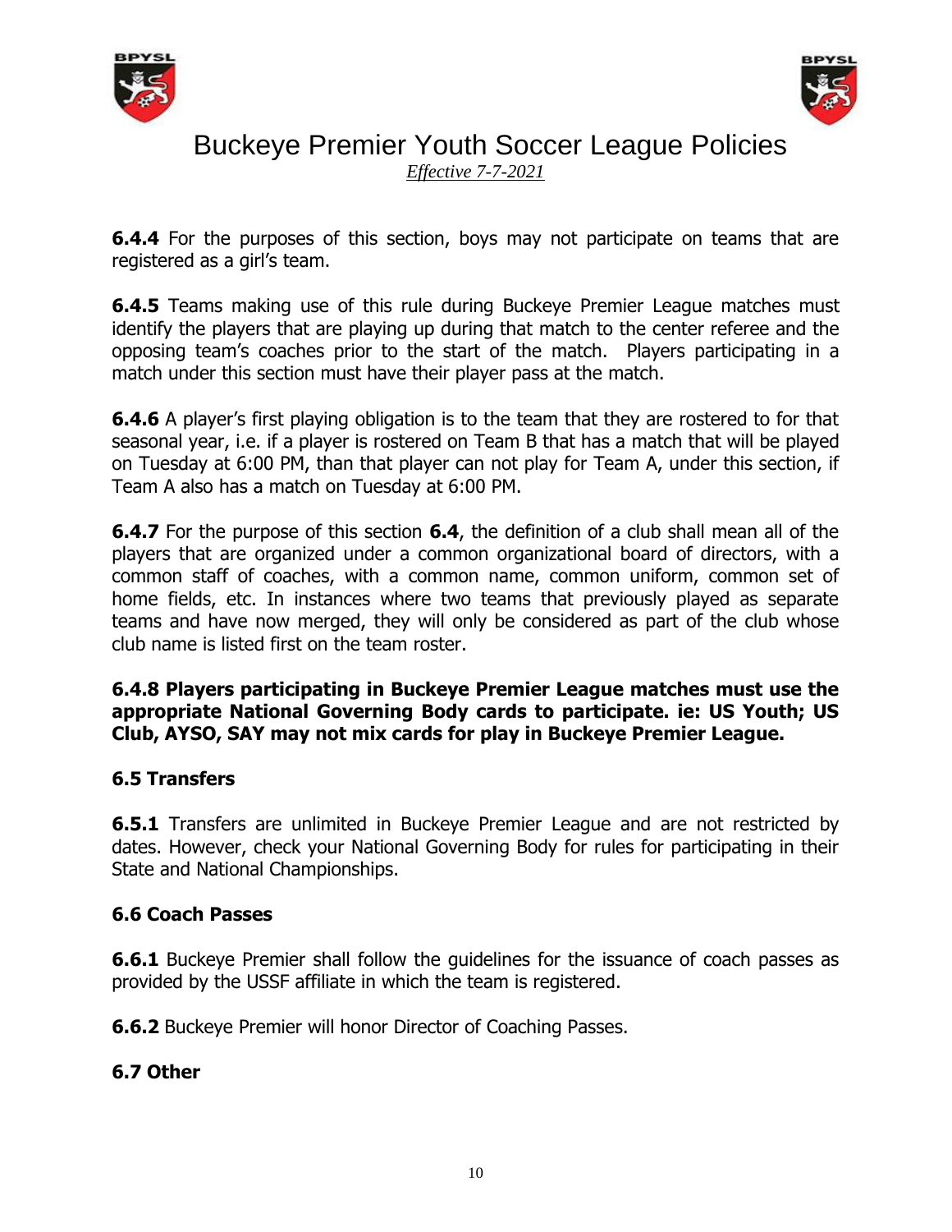**6.4.4** For the purposes of this section, boys may not participate on teams that are registered as a girl's team.

**6.4.5** Teams making use of this rule during Buckeye Premier League matches must identify the players that are playing up during that match to the center referee and the opposing team's coaches prior to the start of the match. Players participating in a match under this section must have their player pass at the match.

**6.4.6** A player's first playing obligation is to the team that they are rostered to for that seasonal year, i.e. if a player is rostered on Team B that has a match that will be played on Tuesday at 6:00 PM, than that player can not play for Team A, under this section, if Team A also has a match on Tuesday at 6:00 PM.

**6.4.7** For the purpose of this section **6.4**, the definition of a club shall mean all of the players that are organized under a common organizational board of directors, with a common staff of coaches, with a common name, common uniform, common set of home fields, etc. In instances where two teams that previously played as separate teams and have now merged, they will only be considered as part of the club whose club name is listed first on the team roster.

**6.4.8 Players participating in Buckeye Premier League matches must use the appropriate National Governing Body cards to participate. ie: US Youth; US Club, AYSO, SAY may not mix cards for play in Buckeye Premier League.**

### 6.5 Transfers

**6.5.1** Transfers are unlimited in Buckeye Premier League and are not restricted by dates. However, check your National Governing Body for rules for participating in their State and National Championships.

### 6.6 Coach Passes

**6.6.1** Buckeye Premier shall follow the guidelines for the issuance of coach passes as provided by the USSF affiliate in which the team is registered.

**6.6.2** Buckeye Premier will honor Director of Coaching Passes.

### 6.7 Other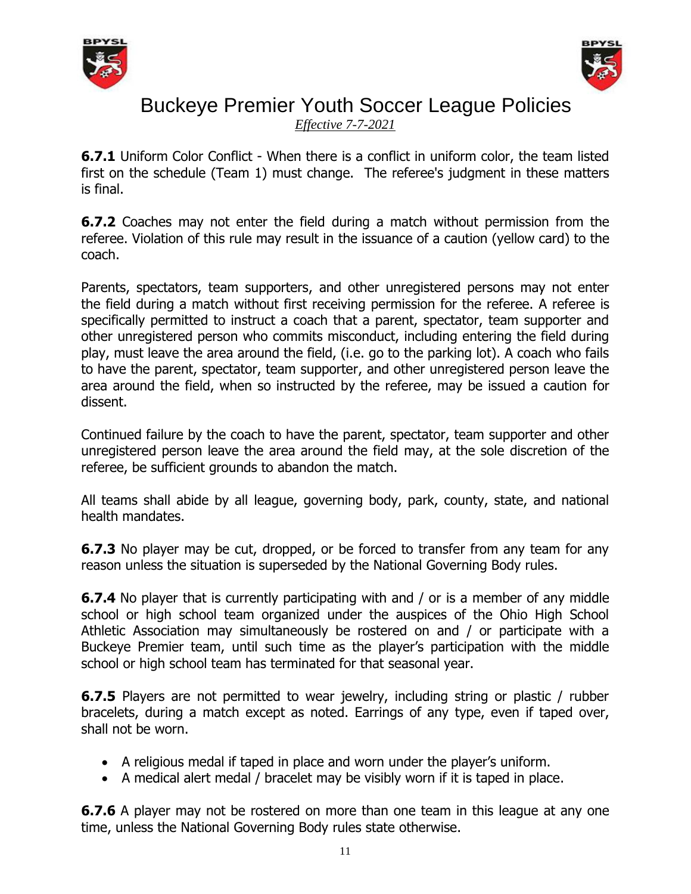**6.7.1** Uniform Color Conflict - When there is a conflict in uniform color, the team listed first on the schedule (Team 1) must change. The referee's judgment in these matters is final.

**6.7.2** Coaches may not enter the field during a match without permission from the referee. Violation of this rule may result in the issuance of a caution (yellow card) to the coach.

Parents, spectators, team supporters, and other unregistered persons may not enter the field during a match without first receiving permission for the referee. A referee is specifically permitted to instruct a coach that a parent, spectator, team supporter and other unregistered person who commits misconduct, including entering the field during play, must leave the area around the field, (i.e. go to the parking lot). A coach who fails to have the parent, spectator, team supporter, and other unregistered person leave the area around the field, when so instructed by the referee, may be issued a caution for dissent.

Continued failure by the coach to have the parent, spectator, team supporter and other unregistered person leave the area around the field may, at the sole discretion of the referee, be sufficient grounds to abandon the match.

All teams shall abide by all league, governing body, park, county, state, and national health mandates.

**6.7.3** No player may be cut, dropped, or be forced to transfer from any team for any reason unless the situation is superseded by the National Governing Body rules.

**6.7.4** No player that is currently participating with and / or is a member of any middle school or high school team organized under the auspices of the Ohio High School Athletic Association may simultaneously be rostered on and / or participate with a Buckeye Premier team, until such time as the player's participation with the middle school or high school team has terminated for that seasonal year.

**6.7.5** Players are not permitted to wear jewelry, including string or plastic / rubber bracelets, during a match except as noted. Earrings of any type, even if taped over, shall not be worn.

- A religious medal if taped in place and worn under the player's uniform.
- A medical alert medal / bracelet may be visibly worn if it is taped in place.

**6.7.6** A player may not be rostered on more than one team in this league at any one time, unless the National Governing Body rules state otherwise.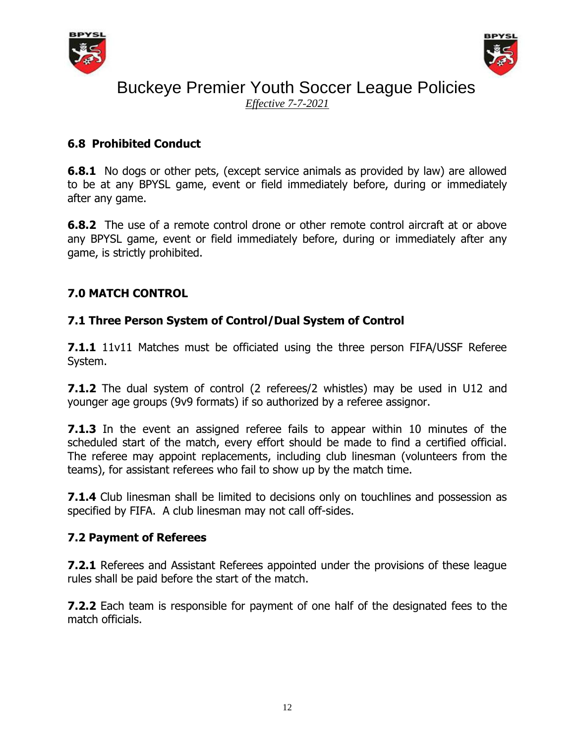### 6.8 Prohibited Conduct

**6.8.1** No dogs or other pets, (except service animals as provided by law) are allowed to be at any BPYSL game, event or field immediately before, during or immediately after any game.

**6.8.2** The use of a remote control drone or other remote control aircraft at or above any BPYSL game, event or field immediately before, during or immediately after any game, is strictly prohibited.

## 7.0 MATCH CONTROL

### 7.1 Three Person System of Control/Dual System of Control

**7.1.1** 11v11 Matches must be officiated using the three person FIFA/USSF Referee System.

**7.1.2** The dual system of control (2 referees/2 whistles) may be used in U12 and younger age groups (9v9 formats) if so authorized by a referee assignor.

**7.1.3** In the event an assigned referee fails to appear within 10 minutes of the scheduled start of the match, every effort should be made to find a certified official. The referee may appoint replacements, including club linesman (volunteers from the teams), for assistant referees who fail to show up by the match time.

**7.1.4** Club linesman shall be limited to decisions only on touchlines and possession as specified by FIFA. A club linesman may not call off-sides.

### 7.2 Payment of Referees

**7.2.1** Referees and Assistant Referees appointed under the provisions of these league rules shall be paid before the start of the match.

**7.2.2** Each team is responsible for payment of one half of the designated fees to the match officials.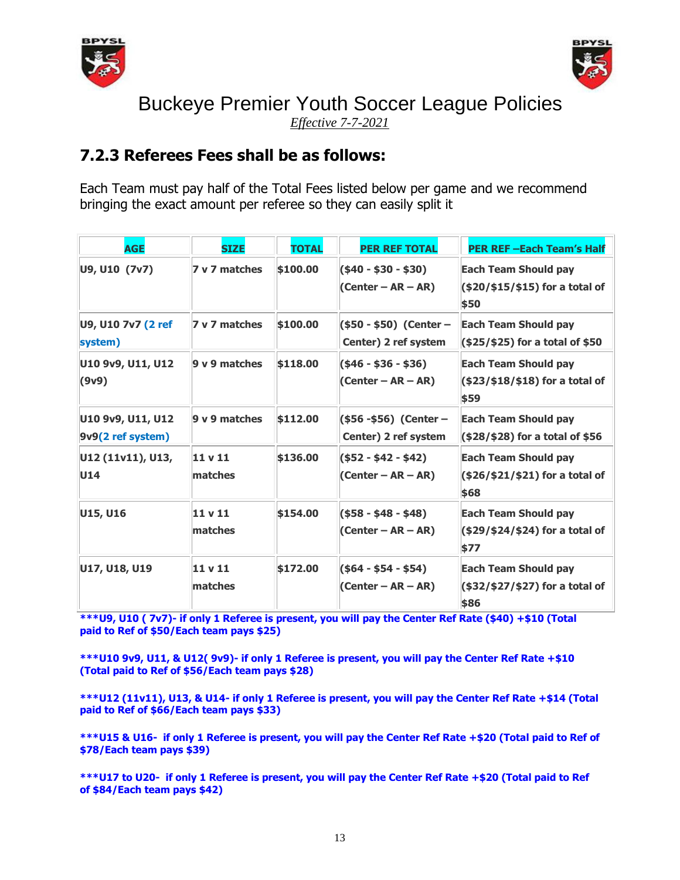# Buckeye Premier Youth Soccer League Policies

*Effective 7-7-2021*

## 7.2.3 Referees Fees shall be as follows:

Each Team must pay half of the Total Fees listed below per game and we recommend bringing the exact amount per referee so they can easily split it

| AGE | SIZE | TOTAL | PER REF TOTAL | PER REF –Each Team's Half |
|---|---|---|---|---|
| U9, U10 (7v7) | 7 v 7 matches | $100.00 | ($40 - $30 - $30) (Center – AR – AR) | Each Team Should pay ($20/$15/$15) for a total of $50 |
| U9, U10 7v7 (2 ref system) | 7 v 7 matches | $100.00 | ($50 - $50) (Center – Center) 2 ref system | Each Team Should pay ($25/$25) for a total of $50 |
| U10 9v9, U11, U12 (9v9) | 9 v 9 matches | $118.00 | ($46 - $36 - $36) (Center – AR – AR) | Each Team Should pay ($23/$18/$18) for a total of $59 |
| U10 9v9, U11, U12 9v9(2 ref system) | 9 v 9 matches | $112.00 | ($56 -$56) (Center – Center) 2 ref system | Each Team Should pay ($28/$28) for a total of $56 |
| U12 (11v11), U13, U14 | 11 v 11 matches | $136.00 | ($52 - $42 - $42) (Center – AR – AR) | Each Team Should pay ($26/$21/$21) for a total of $68 |
| U15, U16 | 11 v 11 matches | $154.00 | ($58 - $48 - $48) (Center – AR – AR) | Each Team Should pay ($29/$24/$24) for a total of $77 |
| U17, U18, U19 | 11 v 11 matches | $172.00 | ($64 - $54 - $54) (Center – AR – AR) | Each Team Should pay ($32/$27/$27) for a total of $86 |

**\*\*\*U9, U10 ( 7v7)- if only 1 Referee is present, you will pay the Center Ref Rate ($40) +$10 (Total paid to Ref of $50/Each team pays $25)**

**\*\*\*U10 9v9, U11, & U12( 9v9)- if only 1 Referee is present, you will pay the Center Ref Rate +$10 (Total paid to Ref of $56/Each team pays $28)**

**\*\*\*U12 (11v11), U13, & U14- if only 1 Referee is present, you will pay the Center Ref Rate +$14 (Total paid to Ref of $66/Each team pays $33)**

**\*\*\*U15 & U16- if only 1 Referee is present, you will pay the Center Ref Rate +$20 (Total paid to Ref of $78/Each team pays $39)**

**\*\*\*U17 to U20- if only 1 Referee is present, you will pay the Center Ref Rate +$20 (Total paid to Ref of $84/Each team pays $42)**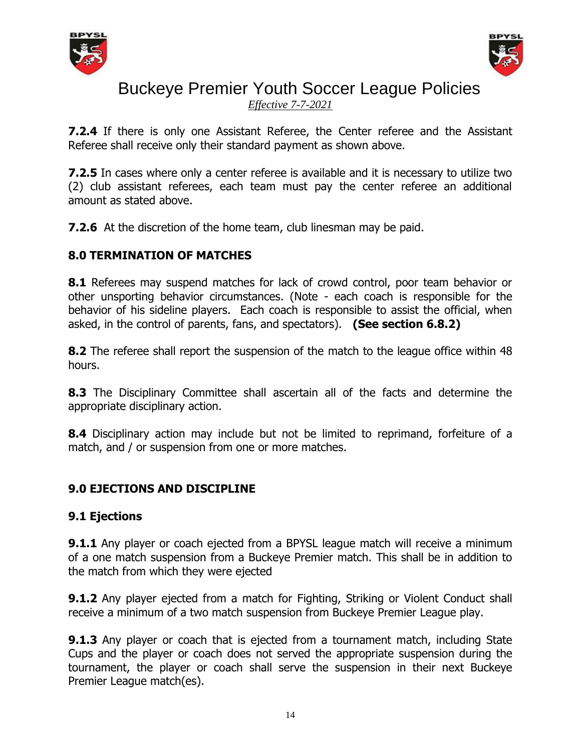**7.2.4** If there is only one Assistant Referee, the Center referee and the Assistant Referee shall receive only their standard payment as shown above.

**7.2.5** In cases where only a center referee is available and it is necessary to utilize two (2) club assistant referees, each team must pay the center referee an additional amount as stated above.

**7.2.6** At the discretion of the home team, club linesman may be paid.

## 8.0 TERMINATION OF MATCHES

**8.1** Referees may suspend matches for lack of crowd control, poor team behavior or other unsporting behavior circumstances. (Note - each coach is responsible for the behavior of his sideline players. Each coach is responsible to assist the official, when asked, in the control of parents, fans, and spectators). **(See section 6.8.2)**

**8.2** The referee shall report the suspension of the match to the league office within 48 hours.

**8.3** The Disciplinary Committee shall ascertain all of the facts and determine the appropriate disciplinary action.

**8.4** Disciplinary action may include but not be limited to reprimand, forfeiture of a match, and / or suspension from one or more matches.

## 9.0 EJECTIONS AND DISCIPLINE

### 9.1 Ejections

**9.1.1** Any player or coach ejected from a BPYSL league match will receive a minimum of a one match suspension from a Buckeye Premier match. This shall be in addition to the match from which they were ejected

**9.1.2** Any player ejected from a match for Fighting, Striking or Violent Conduct shall receive a minimum of a two match suspension from Buckeye Premier League play.

**9.1.3** Any player or coach that is ejected from a tournament match, including State Cups and the player or coach does not served the appropriate suspension during the tournament, the player or coach shall serve the suspension in their next Buckeye Premier League match(es).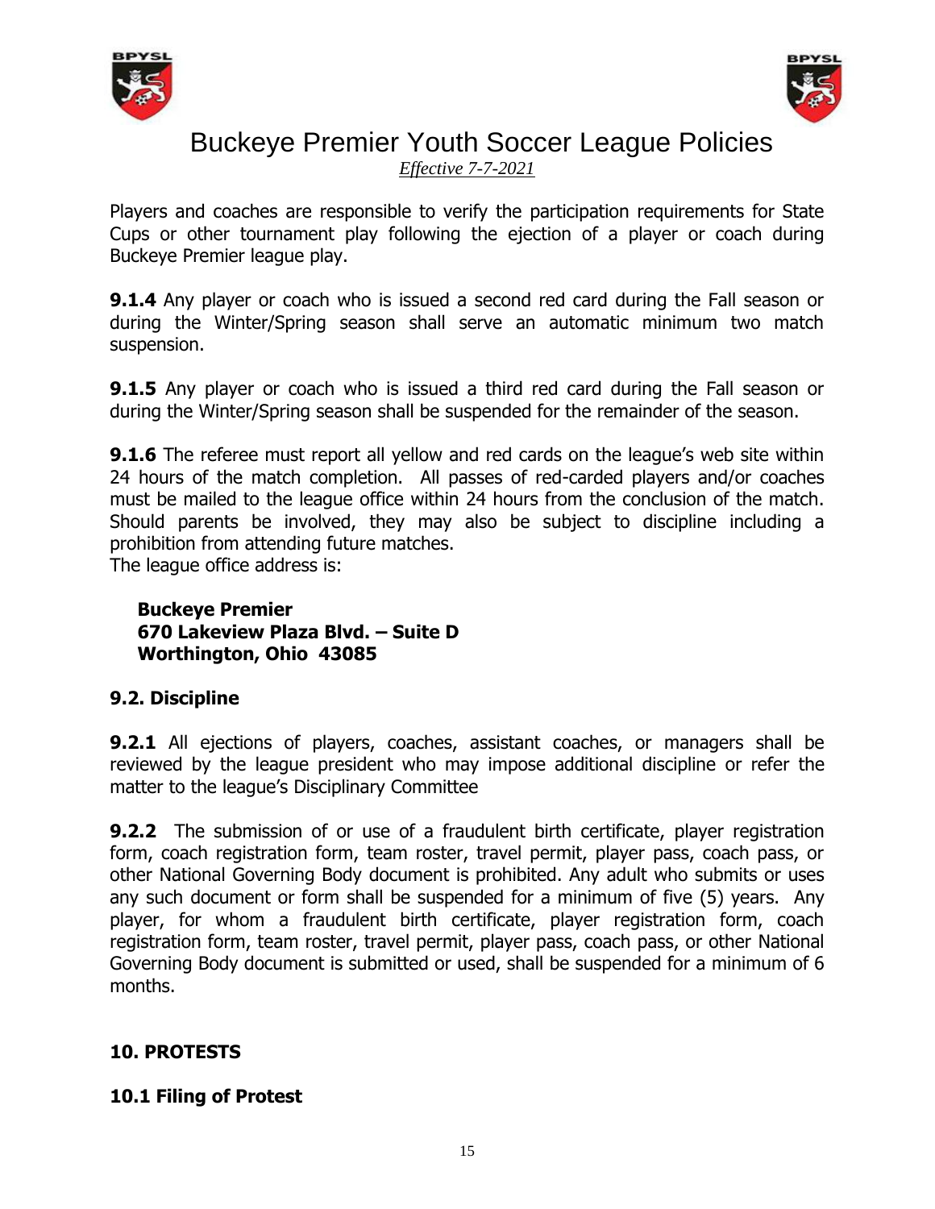Players and coaches are responsible to verify the participation requirements for State Cups or other tournament play following the ejection of a player or coach during Buckeye Premier league play.

**9.1.4** Any player or coach who is issued a second red card during the Fall season or during the Winter/Spring season shall serve an automatic minimum two match suspension.

**9.1.5** Any player or coach who is issued a third red card during the Fall season or during the Winter/Spring season shall be suspended for the remainder of the season.

**9.1.6** The referee must report all yellow and red cards on the league's web site within 24 hours of the match completion. All passes of red-carded players and/or coaches must be mailed to the league office within 24 hours from the conclusion of the match. Should parents be involved, they may also be subject to discipline including a prohibition from attending future matches.
The league office address is:

> **Buckeye Premier**
> **670 Lakeview Plaza Blvd. – Suite D**
> **Worthington, Ohio 43085**

### 9.2. Discipline

**9.2.1** All ejections of players, coaches, assistant coaches, or managers shall be reviewed by the league president who may impose additional discipline or refer the matter to the league's Disciplinary Committee

**9.2.2** The submission of or use of a fraudulent birth certificate, player registration form, coach registration form, team roster, travel permit, player pass, coach pass, or other National Governing Body document is prohibited. Any adult who submits or uses any such document or form shall be suspended for a minimum of five (5) years. Any player, for whom a fraudulent birth certificate, player registration form, coach registration form, team roster, travel permit, player pass, coach pass, or other National Governing Body document is submitted or used, shall be suspended for a minimum of 6 months.

## 10. PROTESTS

### 10.1 Filing of Protest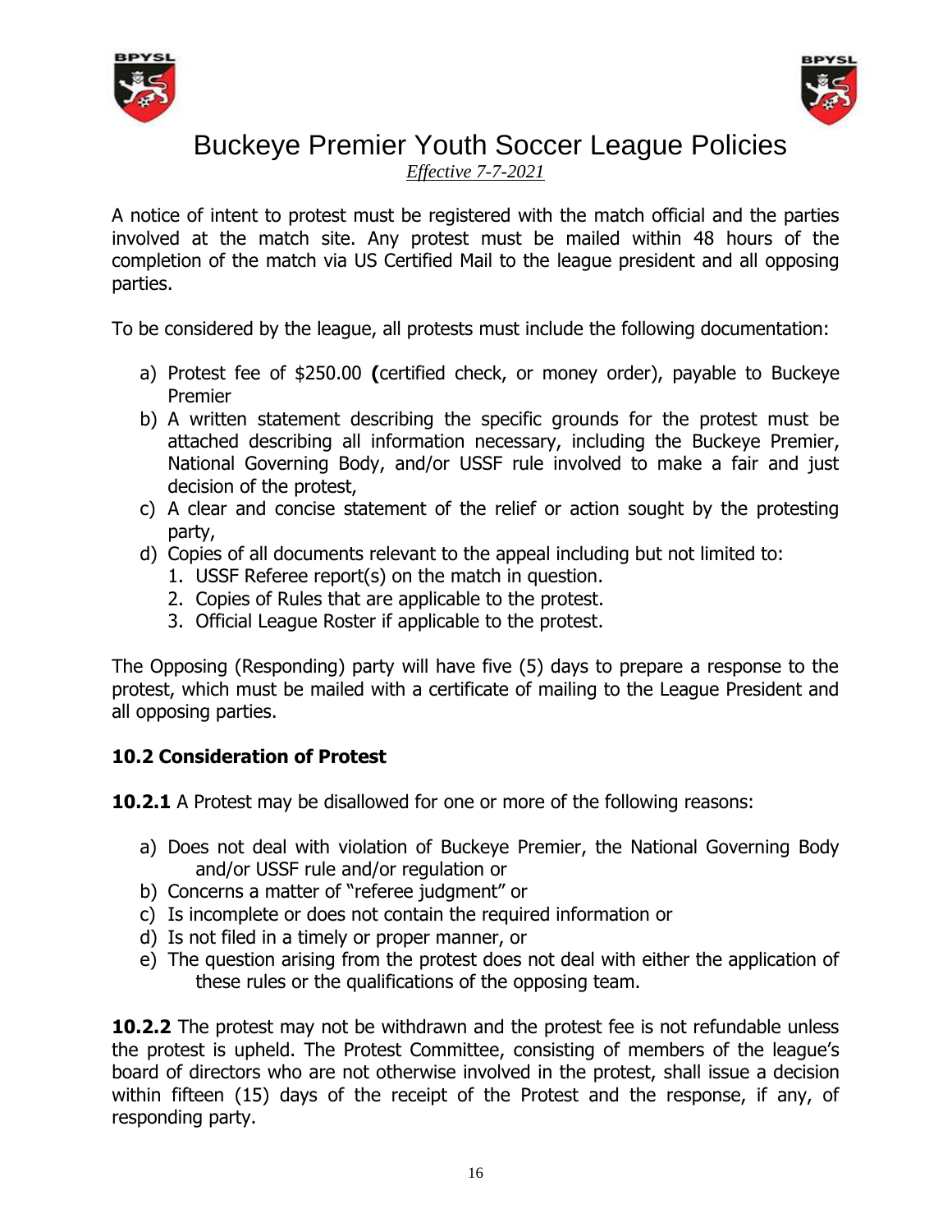A notice of intent to protest must be registered with the match official and the parties involved at the match site. Any protest must be mailed within 48 hours of the completion of the match via US Certified Mail to the league president and all opposing parties.

To be considered by the league, all protests must include the following documentation:

a) Protest fee of $250.00 **(**certified check, or money order), payable to Buckeye Premier
b) A written statement describing the specific grounds for the protest must be attached describing all information necessary, including the Buckeye Premier, National Governing Body, and/or USSF rule involved to make a fair and just decision of the protest,
c) A clear and concise statement of the relief or action sought by the protesting party,
d) Copies of all documents relevant to the appeal including but not limited to:
    1. USSF Referee report(s) on the match in question.
    2. Copies of Rules that are applicable to the protest.
    3. Official League Roster if applicable to the protest.

The Opposing (Responding) party will have five (5) days to prepare a response to the protest, which must be mailed with a certificate of mailing to the League President and all opposing parties.

### 10.2 Consideration of Protest

**10.2.1** A Protest may be disallowed for one or more of the following reasons:

a) Does not deal with violation of Buckeye Premier, the National Governing Body and/or USSF rule and/or regulation or
b) Concerns a matter of "referee judgment" or
c) Is incomplete or does not contain the required information or
d) Is not filed in a timely or proper manner, or
e) The question arising from the protest does not deal with either the application of these rules or the qualifications of the opposing team.

**10.2.2** The protest may not be withdrawn and the protest fee is not refundable unless the protest is upheld. The Protest Committee, consisting of members of the league's board of directors who are not otherwise involved in the protest, shall issue a decision within fifteen (15) days of the receipt of the Protest and the response, if any, of responding party.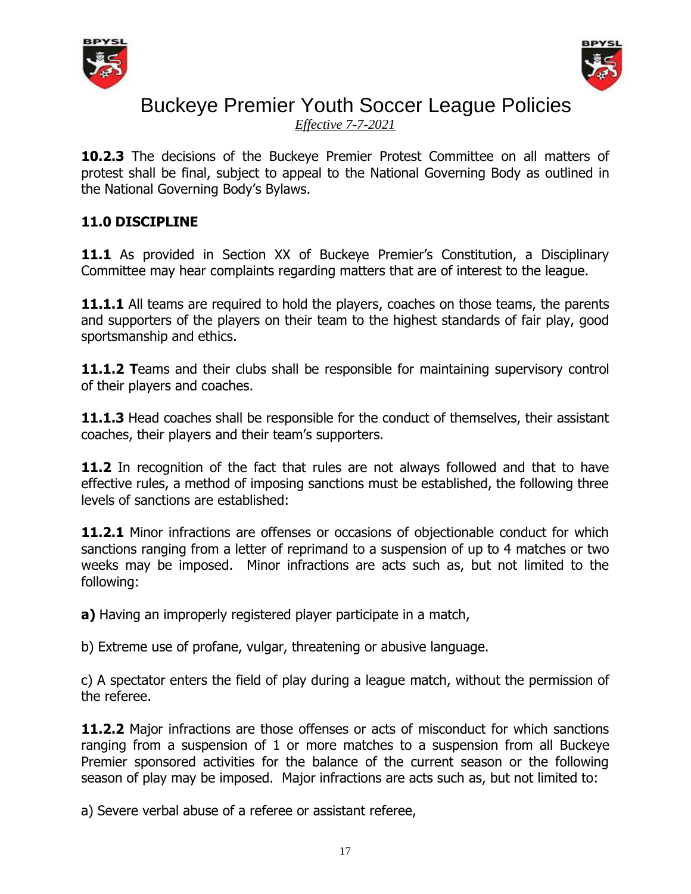**10.2.3** The decisions of the Buckeye Premier Protest Committee on all matters of protest shall be final, subject to appeal to the National Governing Body as outlined in the National Governing Body's Bylaws.

## 11.0 DISCIPLINE

**11.1** As provided in Section XX of Buckeye Premier's Constitution, a Disciplinary Committee may hear complaints regarding matters that are of interest to the league.

**11.1.1** All teams are required to hold the players, coaches on those teams, the parents and supporters of the players on their team to the highest standards of fair play, good sportsmanship and ethics.

**11.1.2 T**eams and their clubs shall be responsible for maintaining supervisory control of their players and coaches.

**11.1.3** Head coaches shall be responsible for the conduct of themselves, their assistant coaches, their players and their team's supporters.

**11.2** In recognition of the fact that rules are not always followed and that to have effective rules, a method of imposing sanctions must be established, the following three levels of sanctions are established:

**11.2.1** Minor infractions are offenses or occasions of objectionable conduct for which sanctions ranging from a letter of reprimand to a suspension of up to 4 matches or two weeks may be imposed. Minor infractions are acts such as, but not limited to the following:

**a)** Having an improperly registered player participate in a match,

b) Extreme use of profane, vulgar, threatening or abusive language.

c) A spectator enters the field of play during a league match, without the permission of the referee.

**11.2.2** Major infractions are those offenses or acts of misconduct for which sanctions ranging from a suspension of 1 or more matches to a suspension from all Buckeye Premier sponsored activities for the balance of the current season or the following season of play may be imposed. Major infractions are acts such as, but not limited to:

a) Severe verbal abuse of a referee or assistant referee,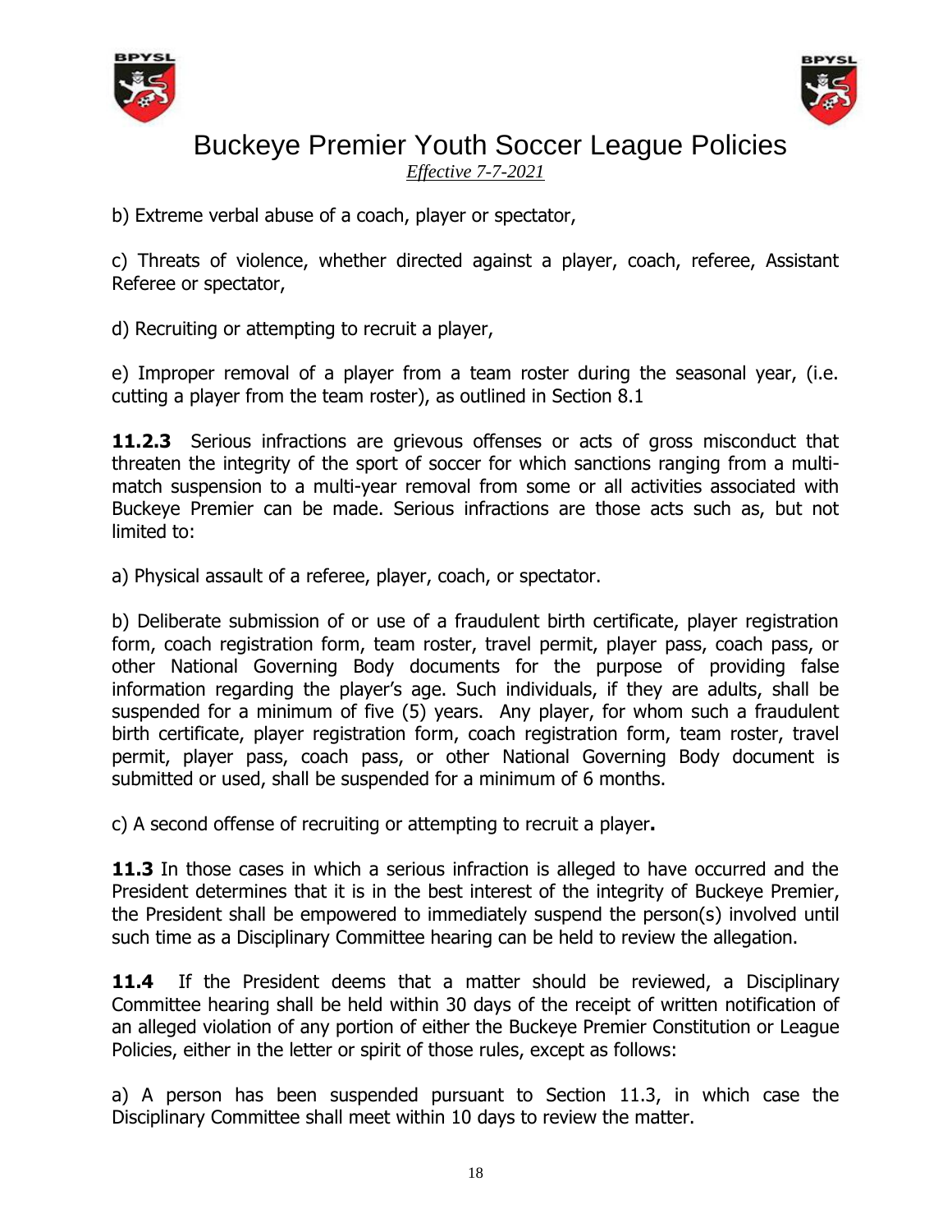b) Extreme verbal abuse of a coach, player or spectator,

c) Threats of violence, whether directed against a player, coach, referee, Assistant Referee or spectator,

d) Recruiting or attempting to recruit a player,

e) Improper removal of a player from a team roster during the seasonal year, (i.e. cutting a player from the team roster), as outlined in Section 8.1

**11.2.3** Serious infractions are grievous offenses or acts of gross misconduct that threaten the integrity of the sport of soccer for which sanctions ranging from a multi-match suspension to a multi-year removal from some or all activities associated with Buckeye Premier can be made. Serious infractions are those acts such as, but not limited to:

a) Physical assault of a referee, player, coach, or spectator.

b) Deliberate submission of or use of a fraudulent birth certificate, player registration form, coach registration form, team roster, travel permit, player pass, coach pass, or other National Governing Body documents for the purpose of providing false information regarding the player's age. Such individuals, if they are adults, shall be suspended for a minimum of five (5) years. Any player, for whom such a fraudulent birth certificate, player registration form, coach registration form, team roster, travel permit, player pass, coach pass, or other National Governing Body document is submitted or used, shall be suspended for a minimum of 6 months.

c) A second offense of recruiting or attempting to recruit a player**.**

**11.3** In those cases in which a serious infraction is alleged to have occurred and the President determines that it is in the best interest of the integrity of Buckeye Premier, the President shall be empowered to immediately suspend the person(s) involved until such time as a Disciplinary Committee hearing can be held to review the allegation.

**11.4** If the President deems that a matter should be reviewed, a Disciplinary Committee hearing shall be held within 30 days of the receipt of written notification of an alleged violation of any portion of either the Buckeye Premier Constitution or League Policies, either in the letter or spirit of those rules, except as follows:

a) A person has been suspended pursuant to Section 11.3, in which case the Disciplinary Committee shall meet within 10 days to review the matter.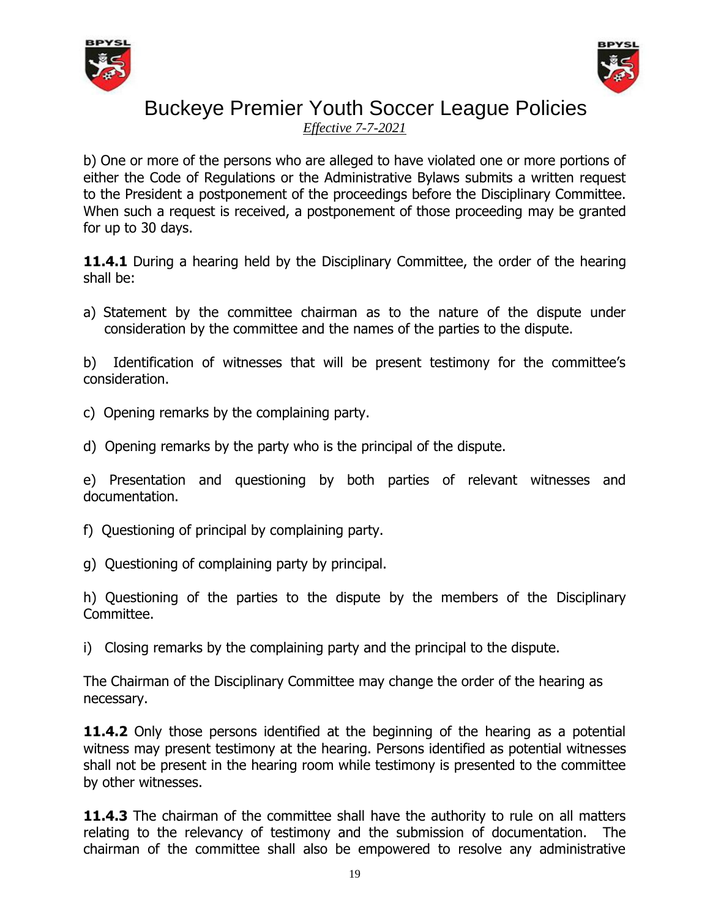b) One or more of the persons who are alleged to have violated one or more portions of either the Code of Regulations or the Administrative Bylaws submits a written request to the President a postponement of the proceedings before the Disciplinary Committee. When such a request is received, a postponement of those proceeding may be granted for up to 30 days.

**11.4.1** During a hearing held by the Disciplinary Committee, the order of the hearing shall be:

a) Statement by the committee chairman as to the nature of the dispute under consideration by the committee and the names of the parties to the dispute.

b) Identification of witnesses that will be present testimony for the committee's consideration.

c) Opening remarks by the complaining party.

d) Opening remarks by the party who is the principal of the dispute.

e) Presentation and questioning by both parties of relevant witnesses and documentation.

f) Questioning of principal by complaining party.

g) Questioning of complaining party by principal.

h) Questioning of the parties to the dispute by the members of the Disciplinary Committee.

i) Closing remarks by the complaining party and the principal to the dispute.

The Chairman of the Disciplinary Committee may change the order of the hearing as necessary.

**11.4.2** Only those persons identified at the beginning of the hearing as a potential witness may present testimony at the hearing. Persons identified as potential witnesses shall not be present in the hearing room while testimony is presented to the committee by other witnesses.

**11.4.3** The chairman of the committee shall have the authority to rule on all matters relating to the relevancy of testimony and the submission of documentation. The chairman of the committee shall also be empowered to resolve any administrative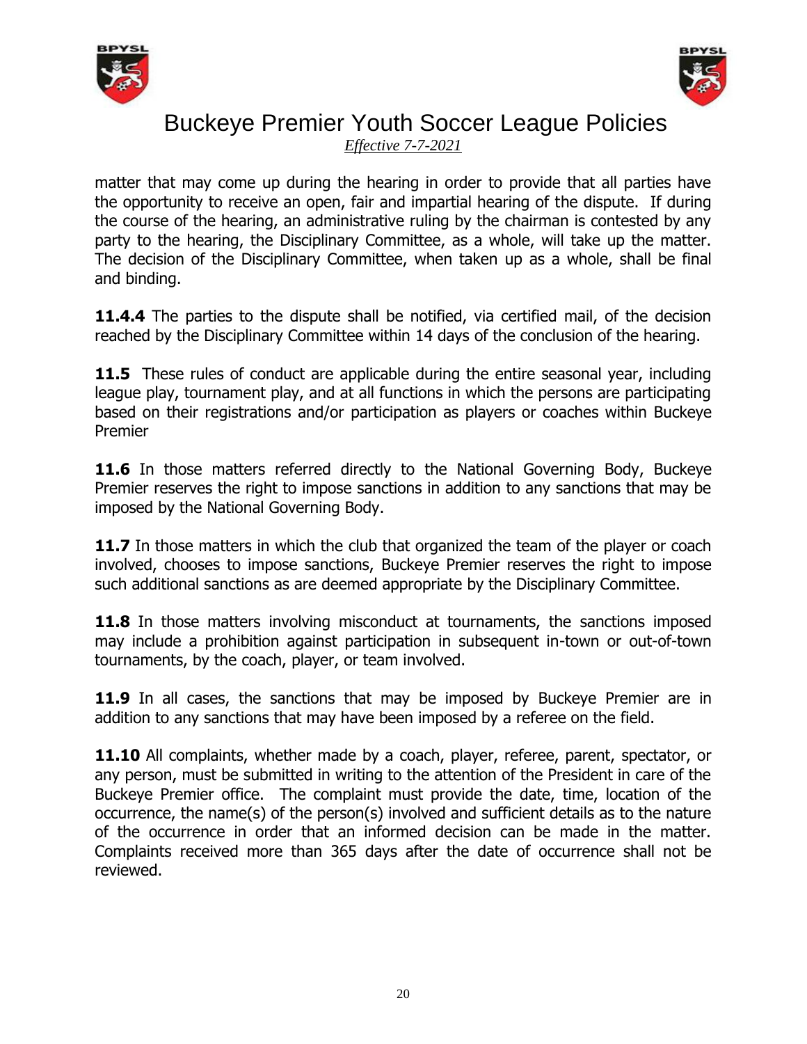matter that may come up during the hearing in order to provide that all parties have the opportunity to receive an open, fair and impartial hearing of the dispute. If during the course of the hearing, an administrative ruling by the chairman is contested by any party to the hearing, the Disciplinary Committee, as a whole, will take up the matter. The decision of the Disciplinary Committee, when taken up as a whole, shall be final and binding.

**11.4.4** The parties to the dispute shall be notified, via certified mail, of the decision reached by the Disciplinary Committee within 14 days of the conclusion of the hearing.

**11.5** These rules of conduct are applicable during the entire seasonal year, including league play, tournament play, and at all functions in which the persons are participating based on their registrations and/or participation as players or coaches within Buckeye Premier

**11.6** In those matters referred directly to the National Governing Body, Buckeye Premier reserves the right to impose sanctions in addition to any sanctions that may be imposed by the National Governing Body.

**11.7** In those matters in which the club that organized the team of the player or coach involved, chooses to impose sanctions, Buckeye Premier reserves the right to impose such additional sanctions as are deemed appropriate by the Disciplinary Committee.

**11.8** In those matters involving misconduct at tournaments, the sanctions imposed may include a prohibition against participation in subsequent in-town or out-of-town tournaments, by the coach, player, or team involved.

**11.9** In all cases, the sanctions that may be imposed by Buckeye Premier are in addition to any sanctions that may have been imposed by a referee on the field.

**11.10** All complaints, whether made by a coach, player, referee, parent, spectator, or any person, must be submitted in writing to the attention of the President in care of the Buckeye Premier office. The complaint must provide the date, time, location of the occurrence, the name(s) of the person(s) involved and sufficient details as to the nature of the occurrence in order that an informed decision can be made in the matter. Complaints received more than 365 days after the date of occurrence shall not be reviewed.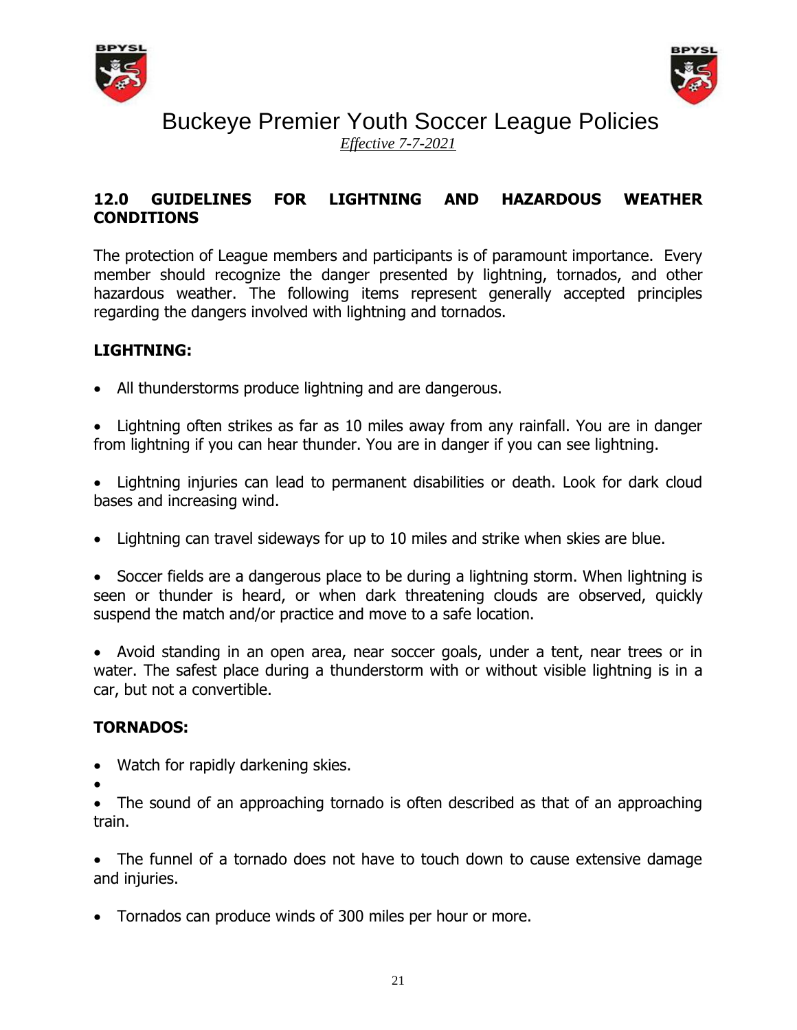# Buckeye Premier Youth Soccer League Policies

*Effective 7-7-2021*

## 12.0 GUIDELINES FOR LIGHTNING AND HAZARDOUS WEATHER CONDITIONS

The protection of League members and participants is of paramount importance. Every member should recognize the danger presented by lightning, tornados, and other hazardous weather. The following items represent generally accepted principles regarding the dangers involved with lightning and tornados.

### LIGHTNING:

- All thunderstorms produce lightning and are dangerous.
- Lightning often strikes as far as 10 miles away from any rainfall. You are in danger from lightning if you can hear thunder. You are in danger if you can see lightning.
- Lightning injuries can lead to permanent disabilities or death. Look for dark cloud bases and increasing wind.
- Lightning can travel sideways for up to 10 miles and strike when skies are blue.
- Soccer fields are a dangerous place to be during a lightning storm. When lightning is seen or thunder is heard, or when dark threatening clouds are observed, quickly suspend the match and/or practice and move to a safe location.
- Avoid standing in an open area, near soccer goals, under a tent, near trees or in water. The safest place during a thunderstorm with or without visible lightning is in a car, but not a convertible.

### TORNADOS:

- Watch for rapidly darkening skies.
- 
- The sound of an approaching tornado is often described as that of an approaching train.
- The funnel of a tornado does not have to touch down to cause extensive damage and injuries.
- Tornados can produce winds of 300 miles per hour or more.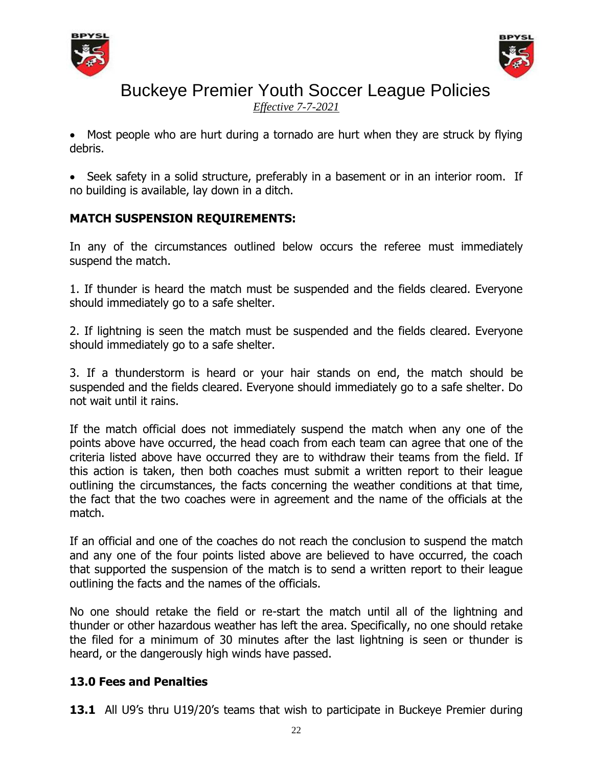- Most people who are hurt during a tornado are hurt when they are struck by flying debris.

- Seek safety in a solid structure, preferably in a basement or in an interior room. If no building is available, lay down in a ditch.

**MATCH SUSPENSION REQUIREMENTS:**

In any of the circumstances outlined below occurs the referee must immediately suspend the match.

1. If thunder is heard the match must be suspended and the fields cleared. Everyone should immediately go to a safe shelter.

2. If lightning is seen the match must be suspended and the fields cleared. Everyone should immediately go to a safe shelter.

3. If a thunderstorm is heard or your hair stands on end, the match should be suspended and the fields cleared. Everyone should immediately go to a safe shelter. Do not wait until it rains.

If the match official does not immediately suspend the match when any one of the points above have occurred, the head coach from each team can agree that one of the criteria listed above have occurred they are to withdraw their teams from the field. If this action is taken, then both coaches must submit a written report to their league outlining the circumstances, the facts concerning the weather conditions at that time, the fact that the two coaches were in agreement and the name of the officials at the match.

If an official and one of the coaches do not reach the conclusion to suspend the match and any one of the four points listed above are believed to have occurred, the coach that supported the suspension of the match is to send a written report to their league outlining the facts and the names of the officials.

No one should retake the field or re-start the match until all of the lightning and thunder or other hazardous weather has left the area. Specifically, no one should retake the filed for a minimum of 30 minutes after the last lightning is seen or thunder is heard, or the dangerously high winds have passed.

## 13.0 Fees and Penalties

**13.1** All U9's thru U19/20's teams that wish to participate in Buckeye Premier during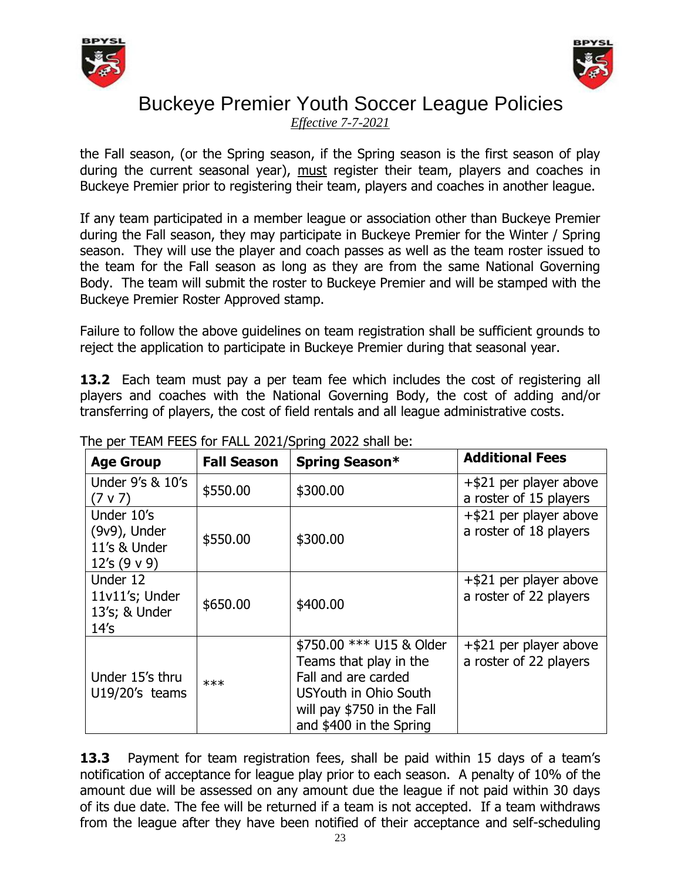the Fall season, (or the Spring season, if the Spring season is the first season of play during the current seasonal year), must register their team, players and coaches in Buckeye Premier prior to registering their team, players and coaches in another league.

If any team participated in a member league or association other than Buckeye Premier during the Fall season, they may participate in Buckeye Premier for the Winter / Spring season. They will use the player and coach passes as well as the team roster issued to the team for the Fall season as long as they are from the same National Governing Body. The team will submit the roster to Buckeye Premier and will be stamped with the Buckeye Premier Roster Approved stamp.

Failure to follow the above guidelines on team registration shall be sufficient grounds to reject the application to participate in Buckeye Premier during that seasonal year.

**13.2** Each team must pay a per team fee which includes the cost of registering all players and coaches with the National Governing Body, the cost of adding and/or transferring of players, the cost of field rentals and all league administrative costs.

The per TEAM FEES for FALL 2021/Spring 2022 shall be:

| Age Group | Fall Season | Spring Season* | Additional Fees |
|---|---|---|---|
| Under 9's & 10's (7 v 7) | $550.00 | $300.00 | +$21 per player above a roster of 15 players |
| Under 10's (9v9), Under 11's & Under 12's (9 v 9) | $550.00 | $300.00 | +$21 per player above a roster of 18 players |
| Under 12 11v11's; Under 13's; & Under 14's | $650.00 | $400.00 | +$21 per player above a roster of 22 players |
| Under 15's thru U19/20's teams | *** | $750.00 *** U15 & Older Teams that play in the Fall and are carded USYouth in Ohio South will pay $750 in the Fall and $400 in the Spring | +$21 per player above a roster of 22 players |

**13.3** Payment for team registration fees, shall be paid within 15 days of a team's notification of acceptance for league play prior to each season. A penalty of 10% of the amount due will be assessed on any amount due the league if not paid within 30 days of its due date. The fee will be returned if a team is not accepted. If a team withdraws from the league after they have been notified of their acceptance and self-scheduling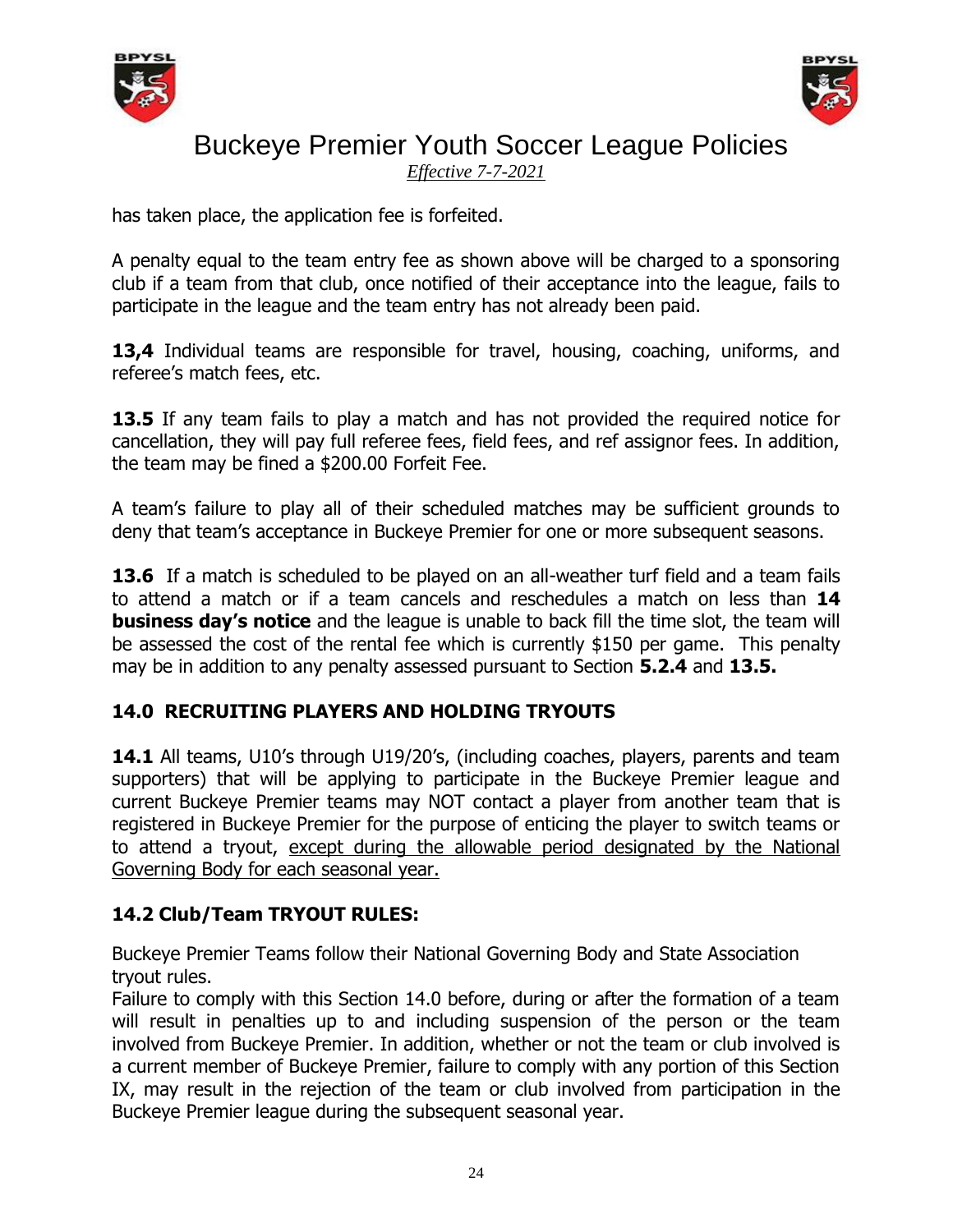has taken place, the application fee is forfeited.

A penalty equal to the team entry fee as shown above will be charged to a sponsoring club if a team from that club, once notified of their acceptance into the league, fails to participate in the league and the team entry has not already been paid.

**13,4** Individual teams are responsible for travel, housing, coaching, uniforms, and referee's match fees, etc.

**13.5** If any team fails to play a match and has not provided the required notice for cancellation, they will pay full referee fees, field fees, and ref assignor fees. In addition, the team may be fined a $200.00 Forfeit Fee.

A team's failure to play all of their scheduled matches may be sufficient grounds to deny that team's acceptance in Buckeye Premier for one or more subsequent seasons.

**13.6** If a match is scheduled to be played on an all-weather turf field and a team fails to attend a match or if a team cancels and reschedules a match on less than **14 business day's notice** and the league is unable to back fill the time slot, the team will be assessed the cost of the rental fee which is currently $150 per game. This penalty may be in addition to any penalty assessed pursuant to Section **5.2.4** and **13.5.**

## 14.0 RECRUITING PLAYERS AND HOLDING TRYOUTS

**14.1** All teams, U10's through U19/20's, (including coaches, players, parents and team supporters) that will be applying to participate in the Buckeye Premier league and current Buckeye Premier teams may NOT contact a player from another team that is registered in Buckeye Premier for the purpose of enticing the player to switch teams or to attend a tryout, <u>except during the allowable period designated by the National Governing Body for each seasonal year.</u>

### 14.2 Club/Team TRYOUT RULES:

Buckeye Premier Teams follow their National Governing Body and State Association tryout rules.

Failure to comply with this Section 14.0 before, during or after the formation of a team will result in penalties up to and including suspension of the person or the team involved from Buckeye Premier. In addition, whether or not the team or club involved is a current member of Buckeye Premier, failure to comply with any portion of this Section IX, may result in the rejection of the team or club involved from participation in the Buckeye Premier league during the subsequent seasonal year.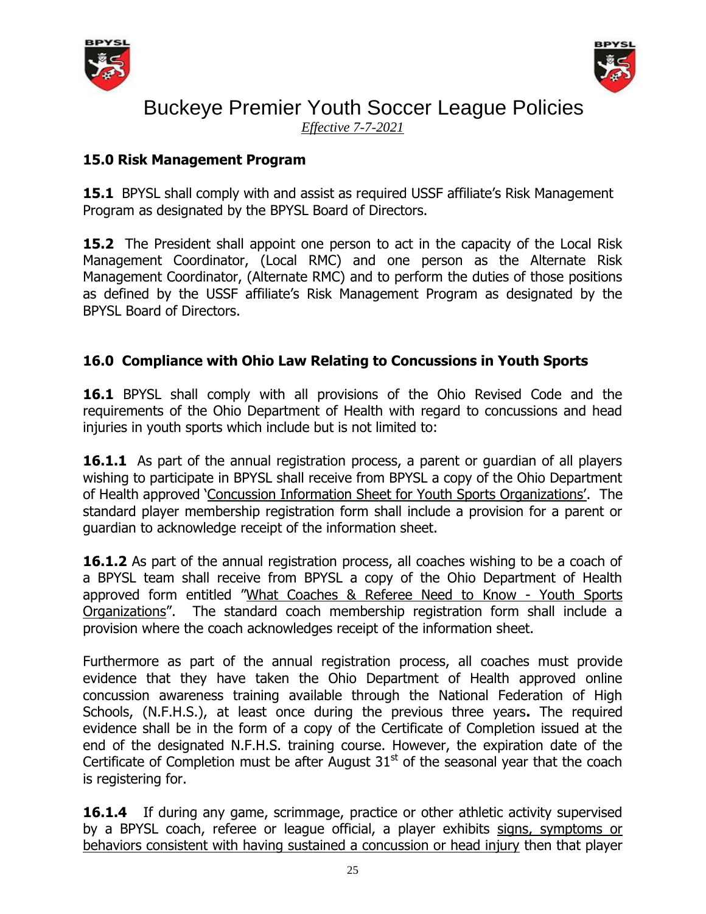## 15.0 Risk Management Program

**15.1** BPYSL shall comply with and assist as required USSF affiliate's Risk Management Program as designated by the BPYSL Board of Directors.

**15.2** The President shall appoint one person to act in the capacity of the Local Risk Management Coordinator, (Local RMC) and one person as the Alternate Risk Management Coordinator, (Alternate RMC) and to perform the duties of those positions as defined by the USSF affiliate's Risk Management Program as designated by the BPYSL Board of Directors.

## 16.0 Compliance with Ohio Law Relating to Concussions in Youth Sports

**16.1** BPYSL shall comply with all provisions of the Ohio Revised Code and the requirements of the Ohio Department of Health with regard to concussions and head injuries in youth sports which include but is not limited to:

**16.1.1** As part of the annual registration process, a parent or guardian of all players wishing to participate in BPYSL shall receive from BPYSL a copy of the Ohio Department of Health approved 'Concussion Information Sheet for Youth Sports Organizations'. The standard player membership registration form shall include a provision for a parent or guardian to acknowledge receipt of the information sheet.

**16.1.2** As part of the annual registration process, all coaches wishing to be a coach of a BPYSL team shall receive from BPYSL a copy of the Ohio Department of Health approved form entitled "What Coaches & Referee Need to Know - Youth Sports Organizations". The standard coach membership registration form shall include a provision where the coach acknowledges receipt of the information sheet.

Furthermore as part of the annual registration process, all coaches must provide evidence that they have taken the Ohio Department of Health approved online concussion awareness training available through the National Federation of High Schools, (N.F.H.S.), at least once during the previous three years**.** The required evidence shall be in the form of a copy of the Certificate of Completion issued at the end of the designated N.F.H.S. training course. However, the expiration date of the Certificate of Completion must be after August 31st of the seasonal year that the coach is registering for.

**16.1.4** If during any game, scrimmage, practice or other athletic activity supervised by a BPYSL coach, referee or league official, a player exhibits signs, symptoms or behaviors consistent with having sustained a concussion or head injury then that player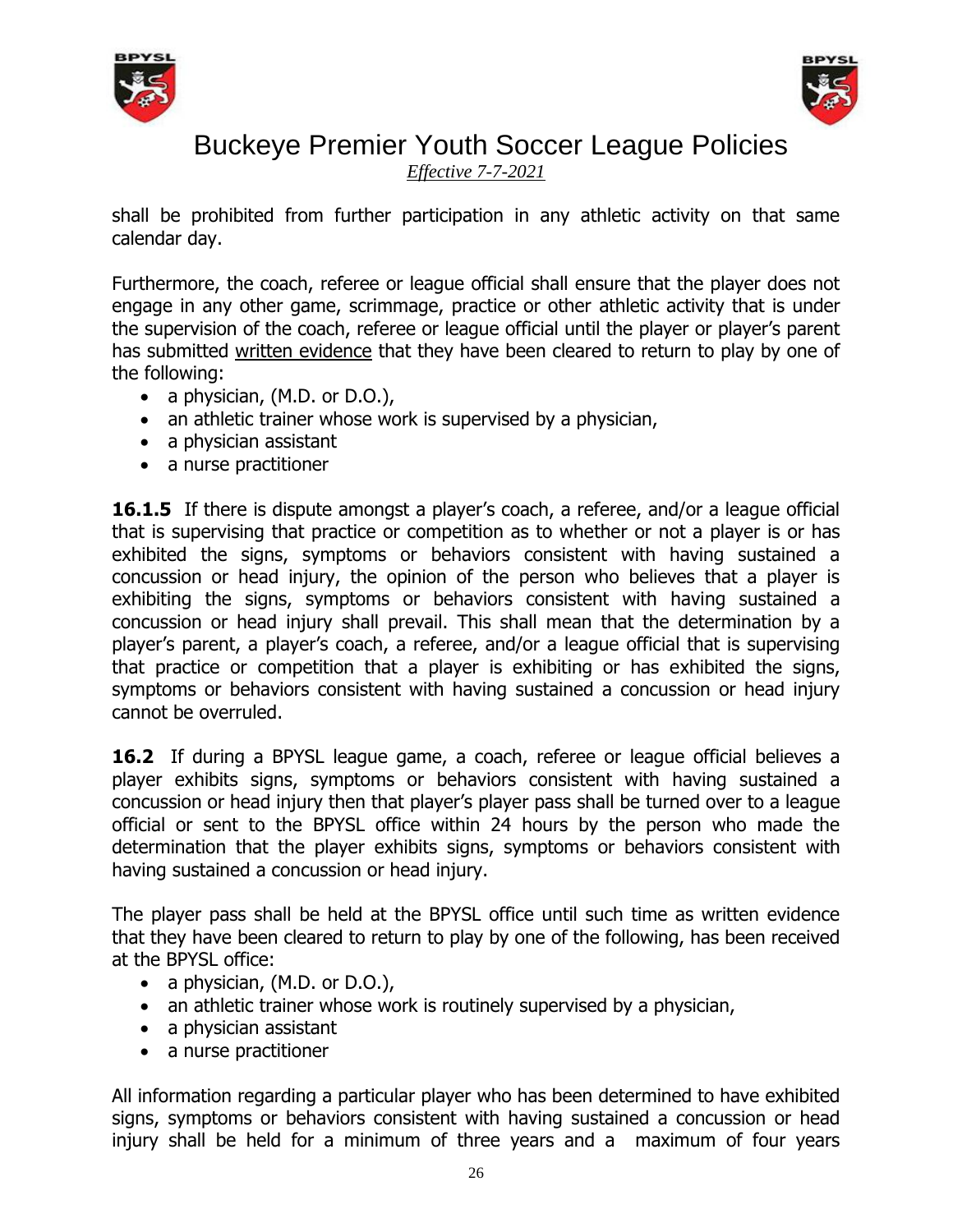shall be prohibited from further participation in any athletic activity on that same calendar day.

Furthermore, the coach, referee or league official shall ensure that the player does not engage in any other game, scrimmage, practice or other athletic activity that is under the supervision of the coach, referee or league official until the player or player's parent has submitted written evidence that they have been cleared to return to play by one of the following:

- a physician, (M.D. or D.O.),
- an athletic trainer whose work is supervised by a physician,
- a physician assistant
- a nurse practitioner

**16.1.5** If there is dispute amongst a player's coach, a referee, and/or a league official that is supervising that practice or competition as to whether or not a player is or has exhibited the signs, symptoms or behaviors consistent with having sustained a concussion or head injury, the opinion of the person who believes that a player is exhibiting the signs, symptoms or behaviors consistent with having sustained a concussion or head injury shall prevail. This shall mean that the determination by a player's parent, a player's coach, a referee, and/or a league official that is supervising that practice or competition that a player is exhibiting or has exhibited the signs, symptoms or behaviors consistent with having sustained a concussion or head injury cannot be overruled.

**16.2** If during a BPYSL league game, a coach, referee or league official believes a player exhibits signs, symptoms or behaviors consistent with having sustained a concussion or head injury then that player's player pass shall be turned over to a league official or sent to the BPYSL office within 24 hours by the person who made the determination that the player exhibits signs, symptoms or behaviors consistent with having sustained a concussion or head injury.

The player pass shall be held at the BPYSL office until such time as written evidence that they have been cleared to return to play by one of the following, has been received at the BPYSL office:

- a physician, (M.D. or D.O.),
- an athletic trainer whose work is routinely supervised by a physician,
- a physician assistant
- a nurse practitioner

All information regarding a particular player who has been determined to have exhibited signs, symptoms or behaviors consistent with having sustained a concussion or head injury shall be held for a minimum of three years and a maximum of four years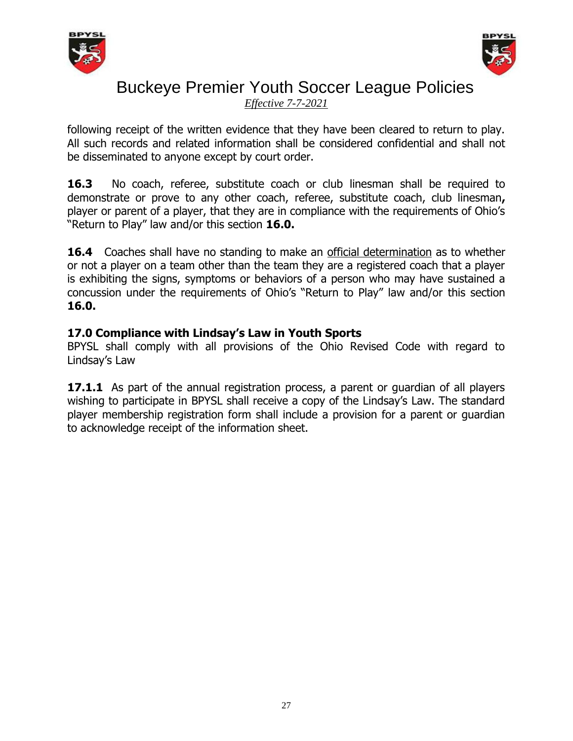following receipt of the written evidence that they have been cleared to return to play. All such records and related information shall be considered confidential and shall not be disseminated to anyone except by court order.

**16.3** No coach, referee, substitute coach or club linesman shall be required to demonstrate or prove to any other coach, referee, substitute coach, club linesman, player or parent of a player, that they are in compliance with the requirements of Ohio's "Return to Play" law and/or this section **16.0.**

**16.4** Coaches shall have no standing to make an official determination as to whether or not a player on a team other than the team they are a registered coach that a player is exhibiting the signs, symptoms or behaviors of a person who may have sustained a concussion under the requirements of Ohio's "Return to Play" law and/or this section **16.0.**

### 17.0 Compliance with Lindsay's Law in Youth Sports

BPYSL shall comply with all provisions of the Ohio Revised Code with regard to Lindsay's Law

**17.1.1** As part of the annual registration process, a parent or guardian of all players wishing to participate in BPYSL shall receive a copy of the Lindsay's Law. The standard player membership registration form shall include a provision for a parent or guardian to acknowledge receipt of the information sheet.